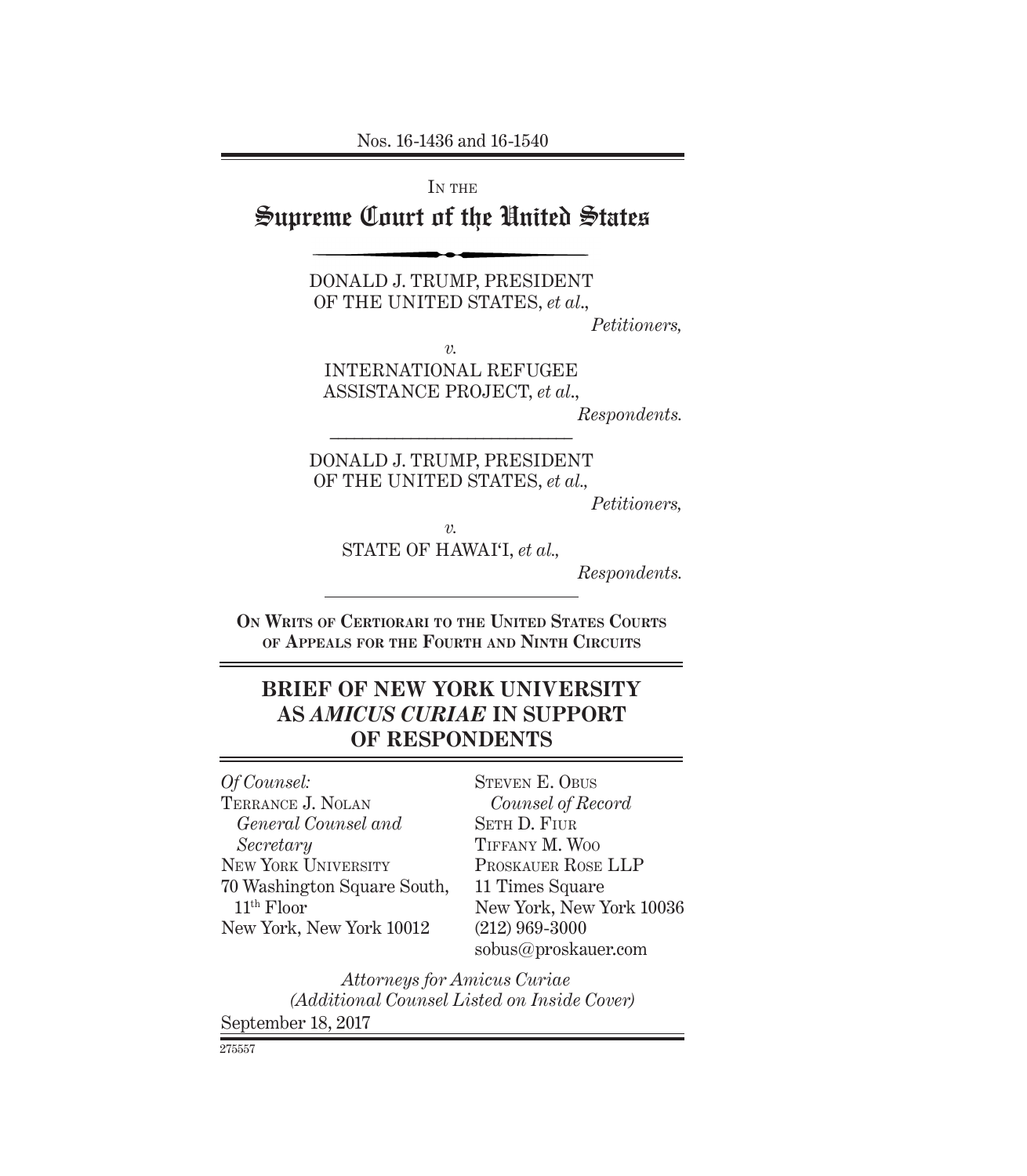Nos. 16-1436 and 16-1540

IN THE

# Supreme Court of the United States

DONALD J. TRUMP, PRESIDENT OF THE UNITED STATES, *et al.*,

*Petitioners,*

*v.*

INTERNATIONAL REFUGEE ASSISTANCE PROJECT, *et al.*,

*Respondents.*

---

DONALD J. TRUMP, PRESIDENT OF THE UNITED STATES, *et al.*,

*Petitioners,*

*v.*

STATE OF HAWAI'I, *et al.*,

*Respondents.*

---

**ON WRITS OF CERTIORARI TO THE UNITED STATES COURTS OF APPEALS FOR THE FOURTH AND NINTH CIRCUITS**

## BRIEF OF NEW YORK UNIVERSITY AS *AMICUS CURIAE* IN SUPPORT OF RESPONDENTS

*Of Counsel:*
TERRANCE J. NOLAN
*General Counsel and Secretary*
NEW YORK UNIVERSITY
70 Washington Square South, 11th Floor
New York, New York 10012

STEVEN E. OBUS
*Counsel of Record*
SETH D. FIUR
TIFFANY M. WOO
PROSKAUER ROSE LLP
11 Times Square
New York, New York 10036
(212) 969-3000
sobus@proskauer.com

*Attorneys for Amicus Curiae*
*(Additional Counsel Listed on Inside Cover)*

September 18, 2017

275557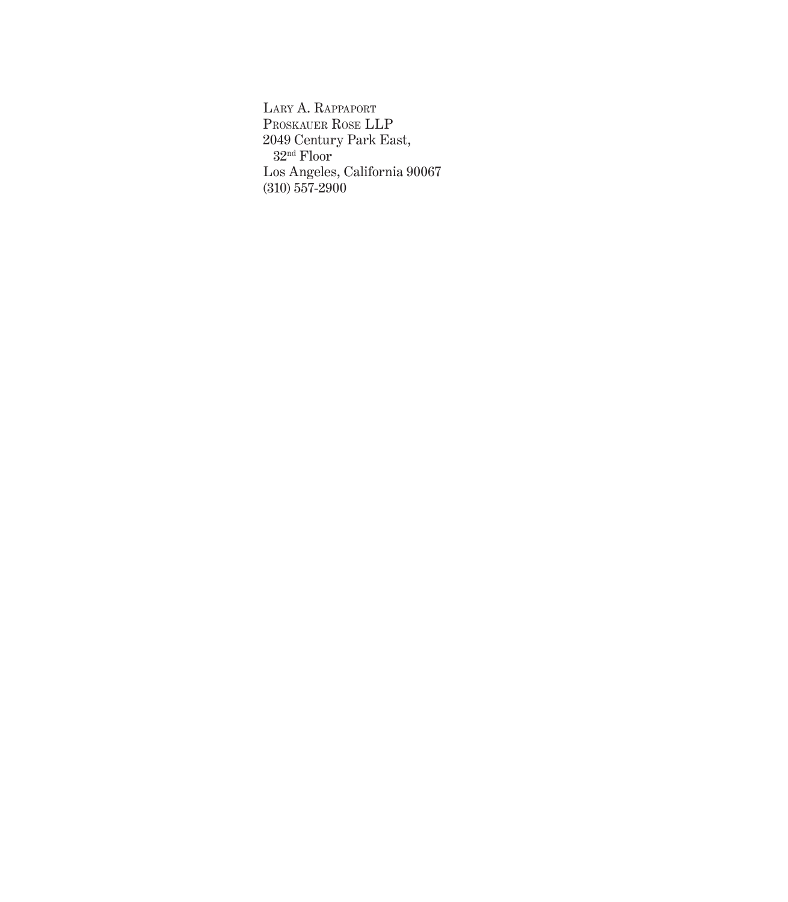LARY A. RAPPAPORT
PROSKAUER ROSE LLP
2049 Century Park East,
32nd Floor
Los Angeles, California 90067
(310) 557-2900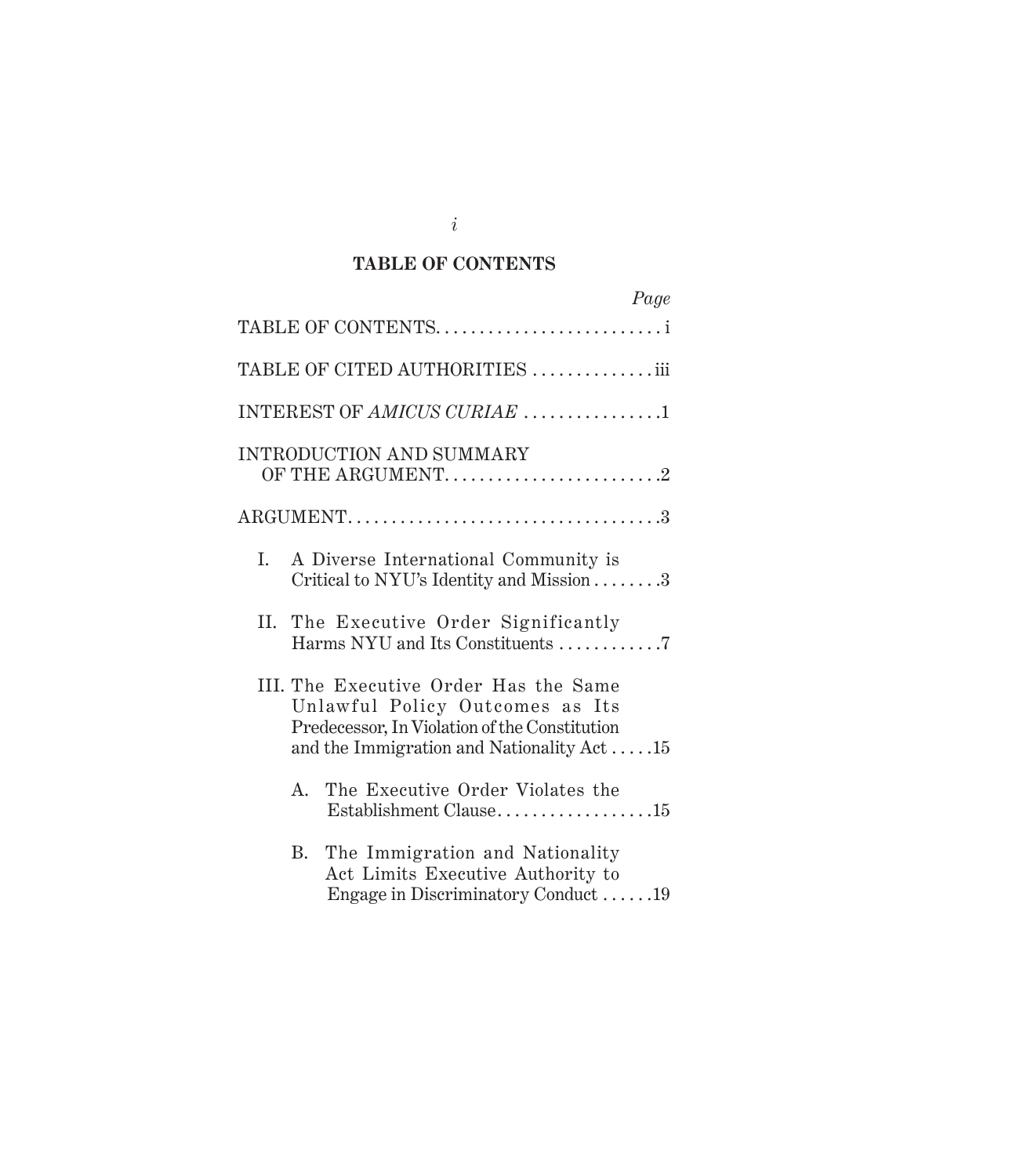## TABLE OF CONTENTS

| | Page |
|---|---|
| TABLE OF CONTENTS | i |
| TABLE OF CITED AUTHORITIES | iii |
| INTEREST OF *AMICUS CURIAE* | 1 |
| INTRODUCTION AND SUMMARY OF THE ARGUMENT | 2 |
| ARGUMENT | 3 |
| I. A Diverse International Community is Critical to NYU's Identity and Mission | 3 |
| II. The Executive Order Significantly Harms NYU and Its Constituents | 7 |
| III. The Executive Order Has the Same Unlawful Policy Outcomes as Its Predecessor, In Violation of the Constitution and the Immigration and Nationality Act | 15 |
| A. The Executive Order Violates the Establishment Clause | 15 |
| B. The Immigration and Nationality Act Limits Executive Authority to Engage in Discriminatory Conduct | 19 |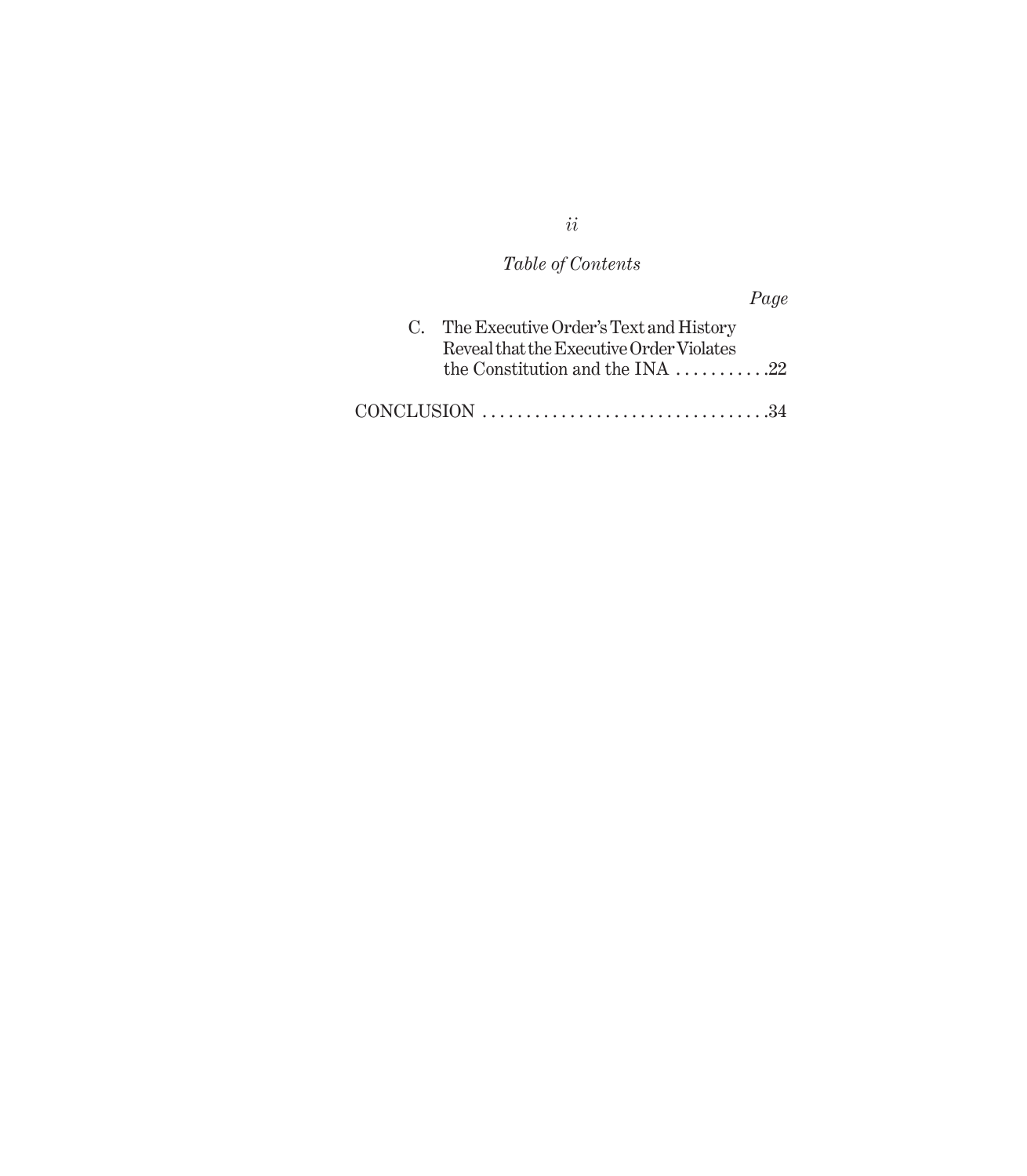*Table of Contents*

*Page*

C. The Executive Order's Text and History Reveal that the Executive Order Violates the Constitution and the INA . . . . . . . . . . .22

CONCLUSION . . . . . . . . . . . . . . . . . . . . . . . . . . . . . . . . .34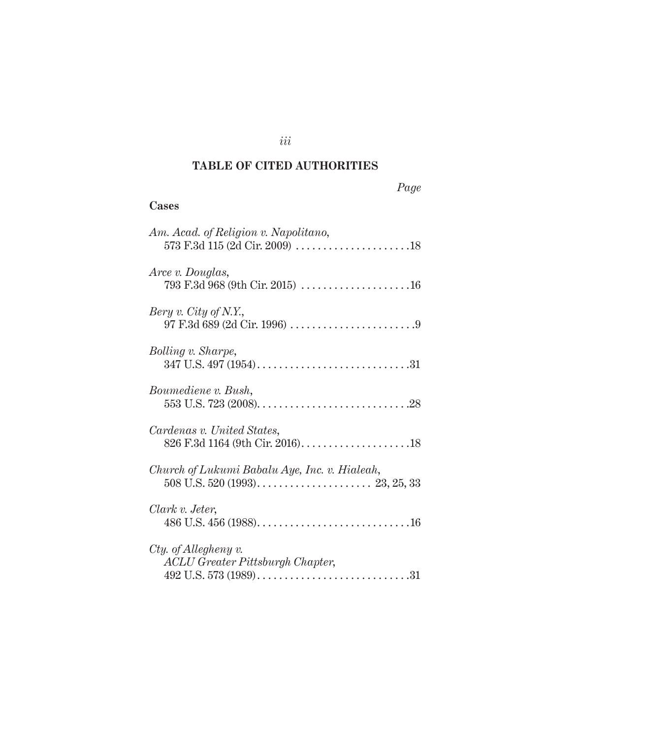## TABLE OF CITED AUTHORITIES

*Page*

### Cases

*Am. Acad. of Religion v. Napolitano*, 573 F.3d 115 (2d Cir. 2009) . . . . . . . . . . . . . . . . . . . . . 18

*Arce v. Douglas*, 793 F.3d 968 (9th Cir. 2015) . . . . . . . . . . . . . . . . . . . . 16

*Bery v. City of N.Y.*, 97 F.3d 689 (2d Cir. 1996) . . . . . . . . . . . . . . . . . . . . . . . 9

*Bolling v. Sharpe*, 347 U.S. 497 (1954) . . . . . . . . . . . . . . . . . . . . . . . . . . . . 31

*Boumediene v. Bush*, 553 U.S. 723 (2008) . . . . . . . . . . . . . . . . . . . . . . . . . . . . 28

*Cardenas v. United States*, 826 F.3d 1164 (9th Cir. 2016) . . . . . . . . . . . . . . . . . . . . 18

*Church of Lukumi Babalu Aye, Inc. v. Hialeah*, 508 U.S. 520 (1993) . . . . . . . . . . . . . . . . . . . . . 23, 25, 33

*Clark v. Jeter*, 486 U.S. 456 (1988) . . . . . . . . . . . . . . . . . . . . . . . . . . . . 16

*Cty. of Allegheny v. ACLU Greater Pittsburgh Chapter*, 492 U.S. 573 (1989) . . . . . . . . . . . . . . . . . . . . . . . . . . . . 31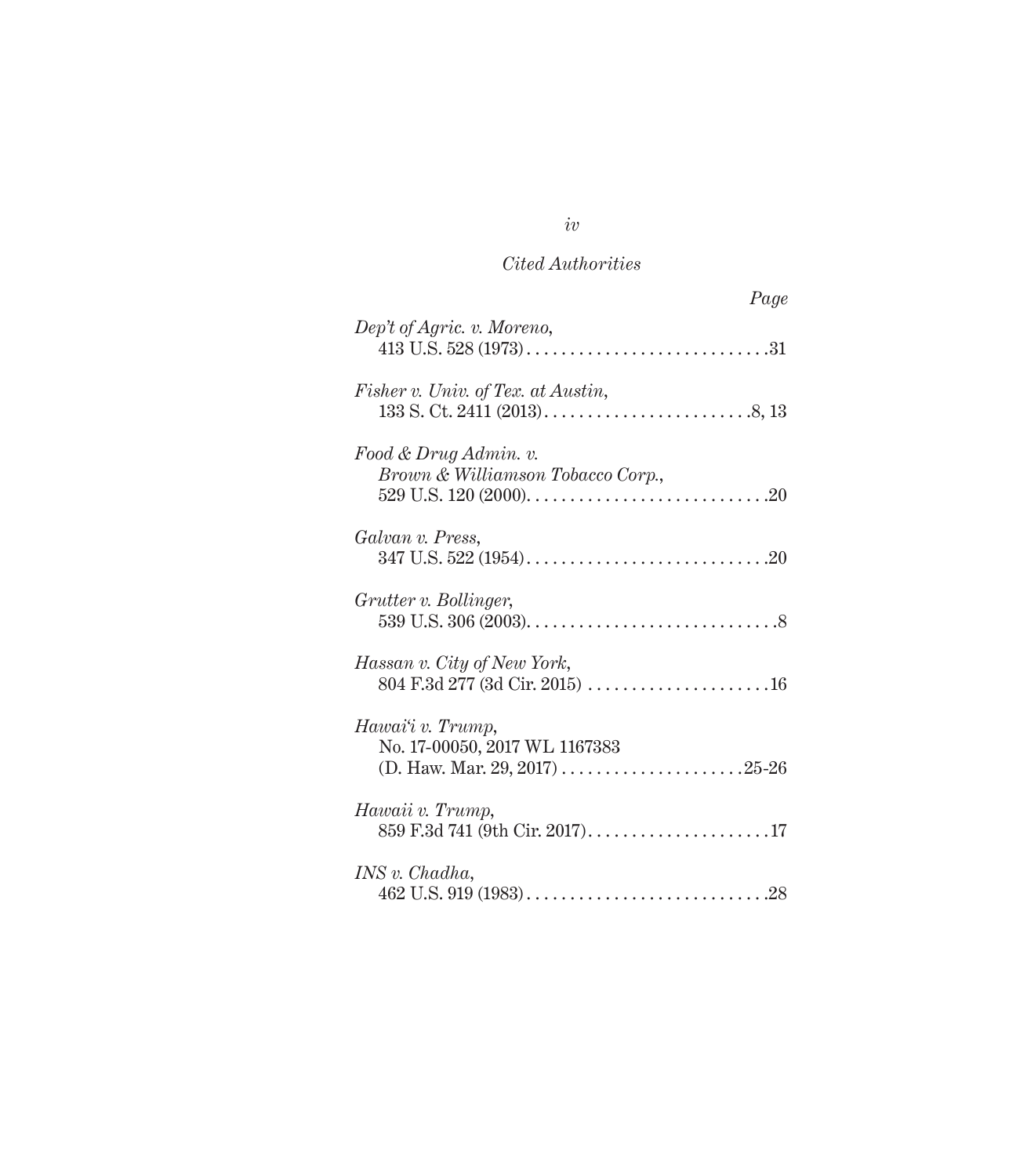*Cited Authorities*

*Page*

*Dep't of Agric. v. Moreno*,
413 U.S. 528 (1973) . . . . . . . . . . . . . . . . . . . . . . . . . . . .31

*Fisher v. Univ. of Tex. at Austin*,
133 S. Ct. 2411 (2013) . . . . . . . . . . . . . . . . . . . . . . . .8, 13

*Food & Drug Admin. v. Brown & Williamson Tobacco Corp.*,
529 U.S. 120 (2000) . . . . . . . . . . . . . . . . . . . . . . . . . . . .20

*Galvan v. Press*,
347 U.S. 522 (1954) . . . . . . . . . . . . . . . . . . . . . . . . . . . .20

*Grutter v. Bollinger*,
539 U.S. 306 (2003) . . . . . . . . . . . . . . . . . . . . . . . . . . . . .8

*Hassan v. City of New York*,
804 F.3d 277 (3d Cir. 2015) . . . . . . . . . . . . . . . . . . . . . .16

*Hawai'i v. Trump*,
No. 17-00050, 2017 WL 1167383
(D. Haw. Mar. 29, 2017) . . . . . . . . . . . . . . . . . . . . .25-26

*Hawaii v. Trump*,
859 F.3d 741 (9th Cir. 2017) . . . . . . . . . . . . . . . . . . . . .17

*INS v. Chadha*,
462 U.S. 919 (1983) . . . . . . . . . . . . . . . . . . . . . . . . . . . .28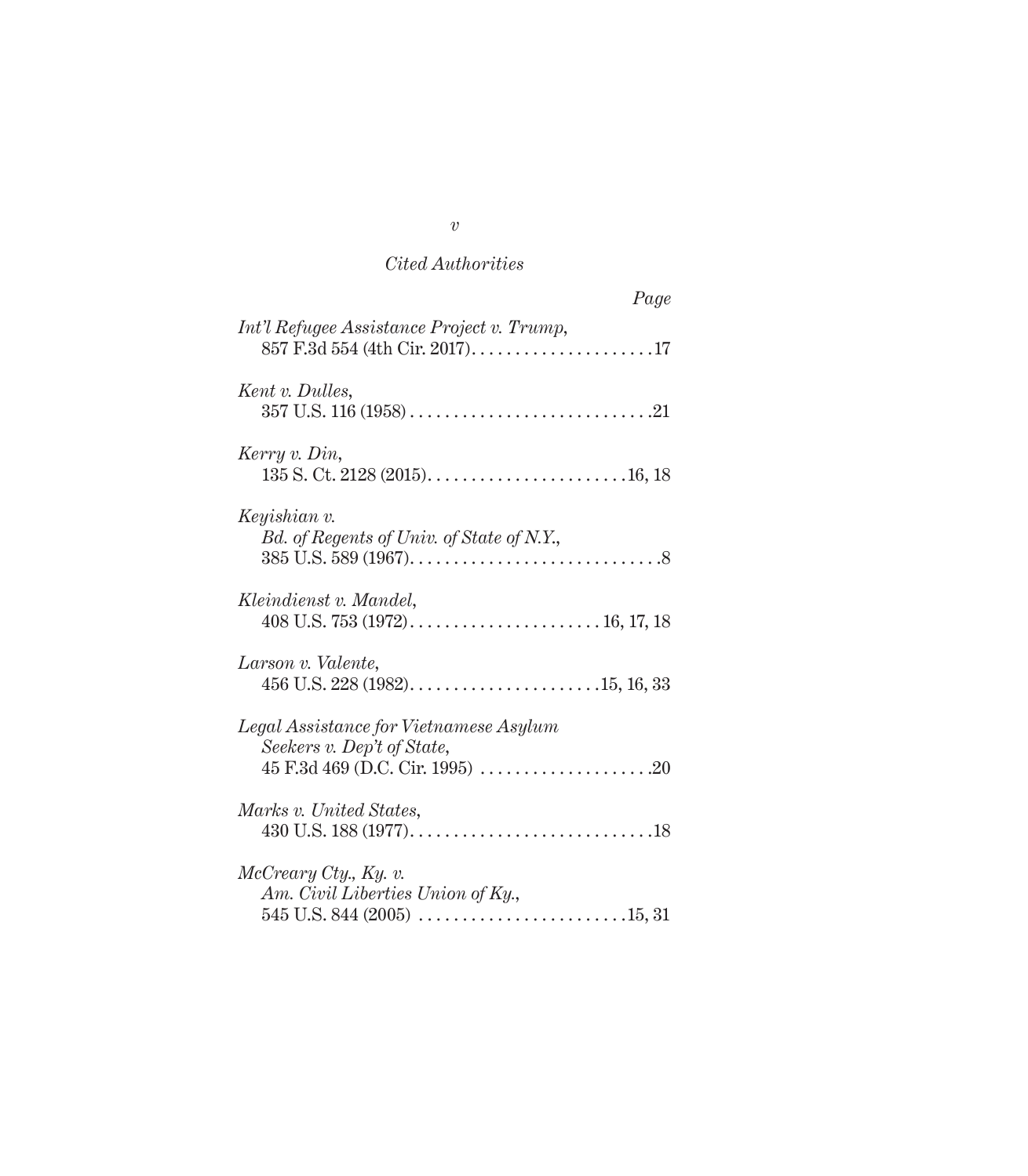*Cited Authorities*

| | Page |
|---|---|
| *Int'l Refugee Assistance Project v. Trump*, 857 F.3d 554 (4th Cir. 2017) | 17 |
| *Kent v. Dulles*, 357 U.S. 116 (1958) | 21 |
| *Kerry v. Din*, 135 S. Ct. 2128 (2015) | 16, 18 |
| *Keyishian v. Bd. of Regents of Univ. of State of N.Y.*, 385 U.S. 589 (1967) | 8 |
| *Kleindienst v. Mandel*, 408 U.S. 753 (1972) | 16, 17, 18 |
| *Larson v. Valente*, 456 U.S. 228 (1982) | 15, 16, 33 |
| *Legal Assistance for Vietnamese Asylum Seekers v. Dep't of State*, 45 F.3d 469 (D.C. Cir. 1995) | 20 |
| *Marks v. United States*, 430 U.S. 188 (1977) | 18 |
| *McCreary Cty., Ky. v. Am. Civil Liberties Union of Ky.*, 545 U.S. 844 (2005) | 15, 31 |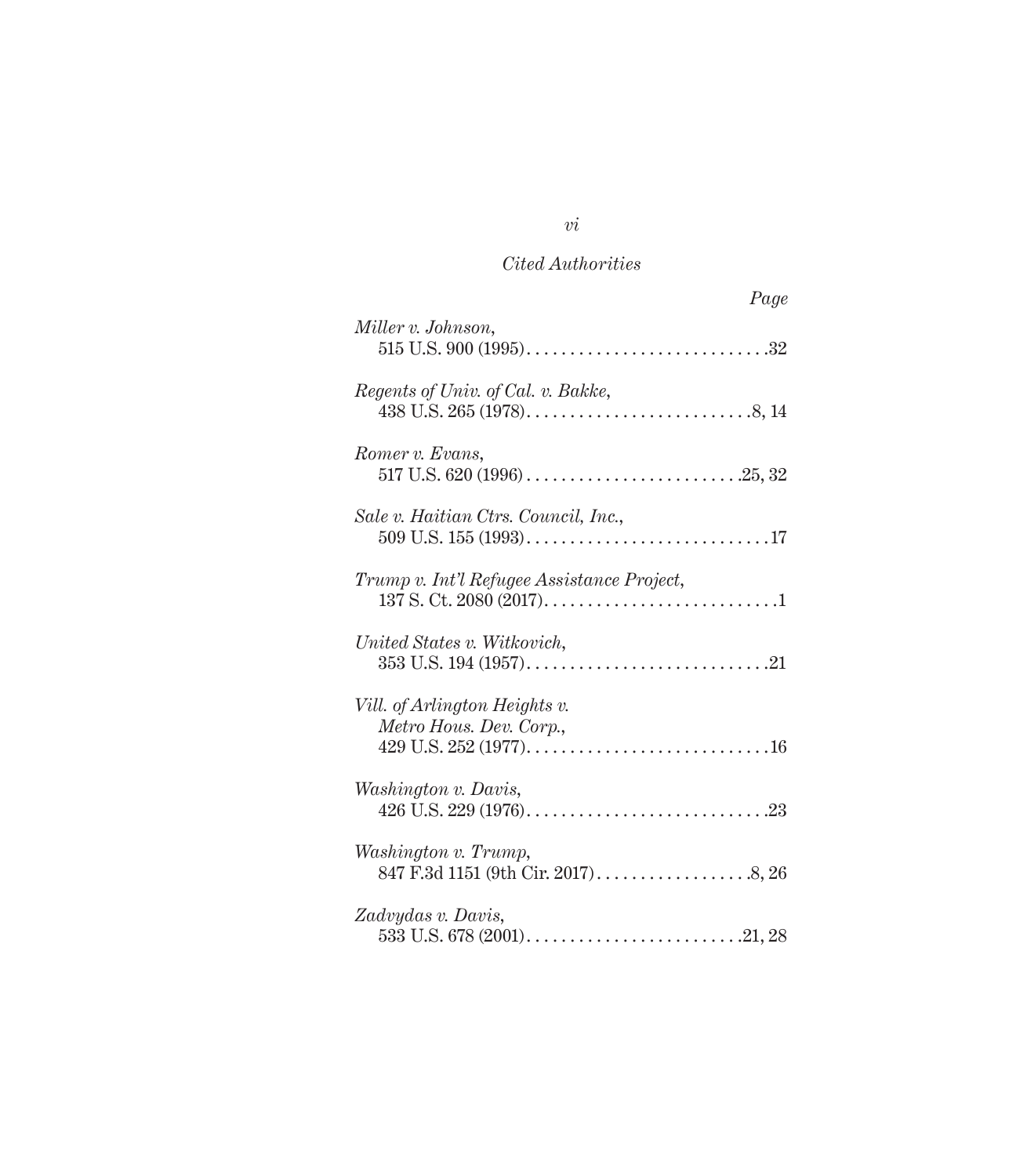*Cited Authorities*

| | Page |
|---|---|
| *Miller v. Johnson*, 515 U.S. 900 (1995) | 32 |
| *Regents of Univ. of Cal. v. Bakke*, 438 U.S. 265 (1978) | 8, 14 |
| *Romer v. Evans*, 517 U.S. 620 (1996) | 25, 32 |
| *Sale v. Haitian Ctrs. Council, Inc.*, 509 U.S. 155 (1993) | 17 |
| *Trump v. Int'l Refugee Assistance Project*, 137 S. Ct. 2080 (2017) | 1 |
| *United States v. Witkovich*, 353 U.S. 194 (1957) | 21 |
| *Vill. of Arlington Heights v. Metro Hous. Dev. Corp.*, 429 U.S. 252 (1977) | 16 |
| *Washington v. Davis*, 426 U.S. 229 (1976) | 23 |
| *Washington v. Trump*, 847 F.3d 1151 (9th Cir. 2017) | 8, 26 |
| *Zadvydas v. Davis*, 533 U.S. 678 (2001) | 21, 28 |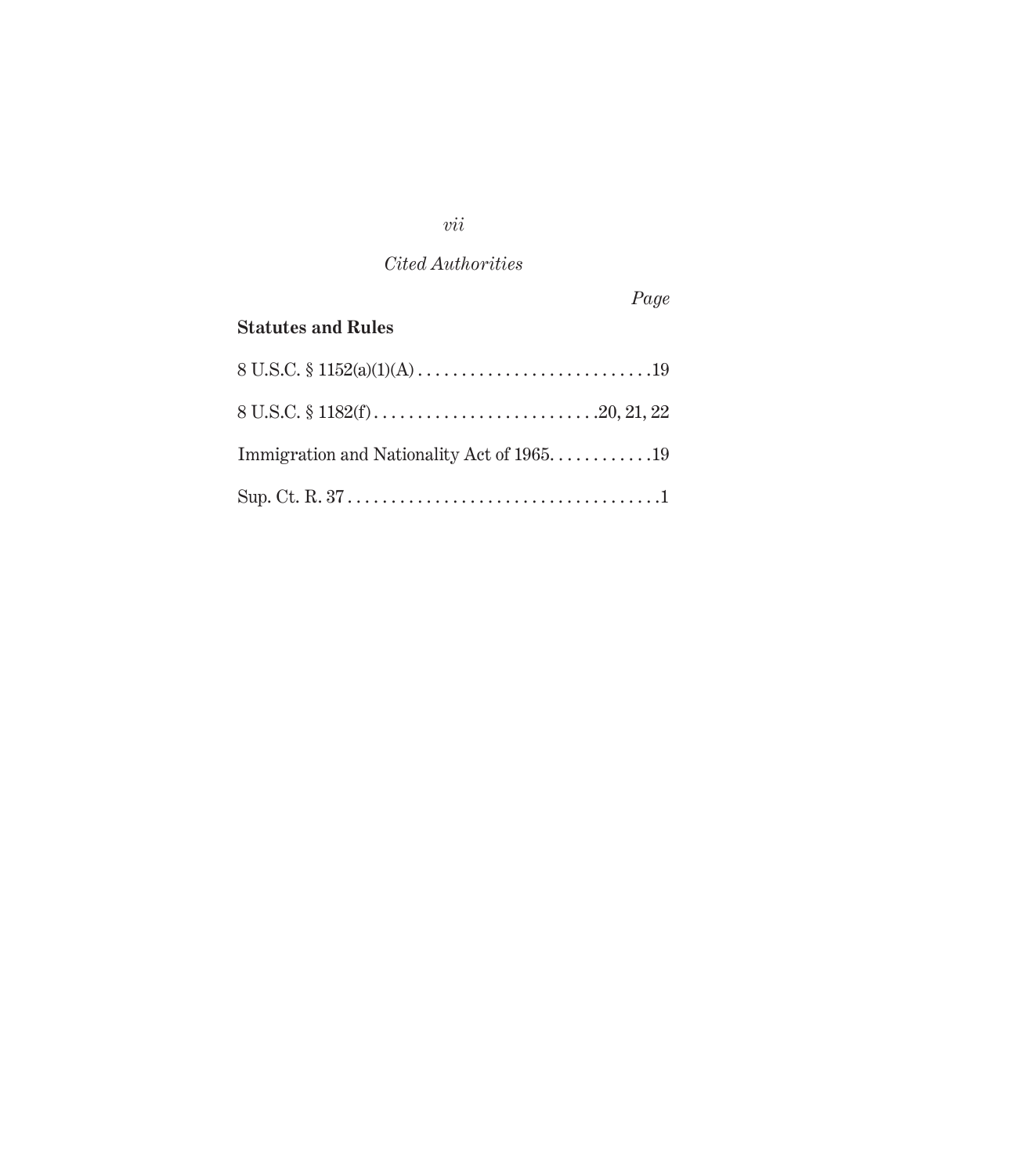*Cited Authorities*

*Page*

**Statutes and Rules**

8 U.S.C. § 1152(a)(1)(A) . . . . . . . . . . . . . . . . . . . . . . . . . . . .19

8 U.S.C. § 1182(f) . . . . . . . . . . . . . . . . . . . . . . . . . . .20, 21, 22

Immigration and Nationality Act of 1965. . . . . . . . . . . .19

Sup. Ct. R. 37 . . . . . . . . . . . . . . . . . . . . . . . . . . . . . . . . . . . .1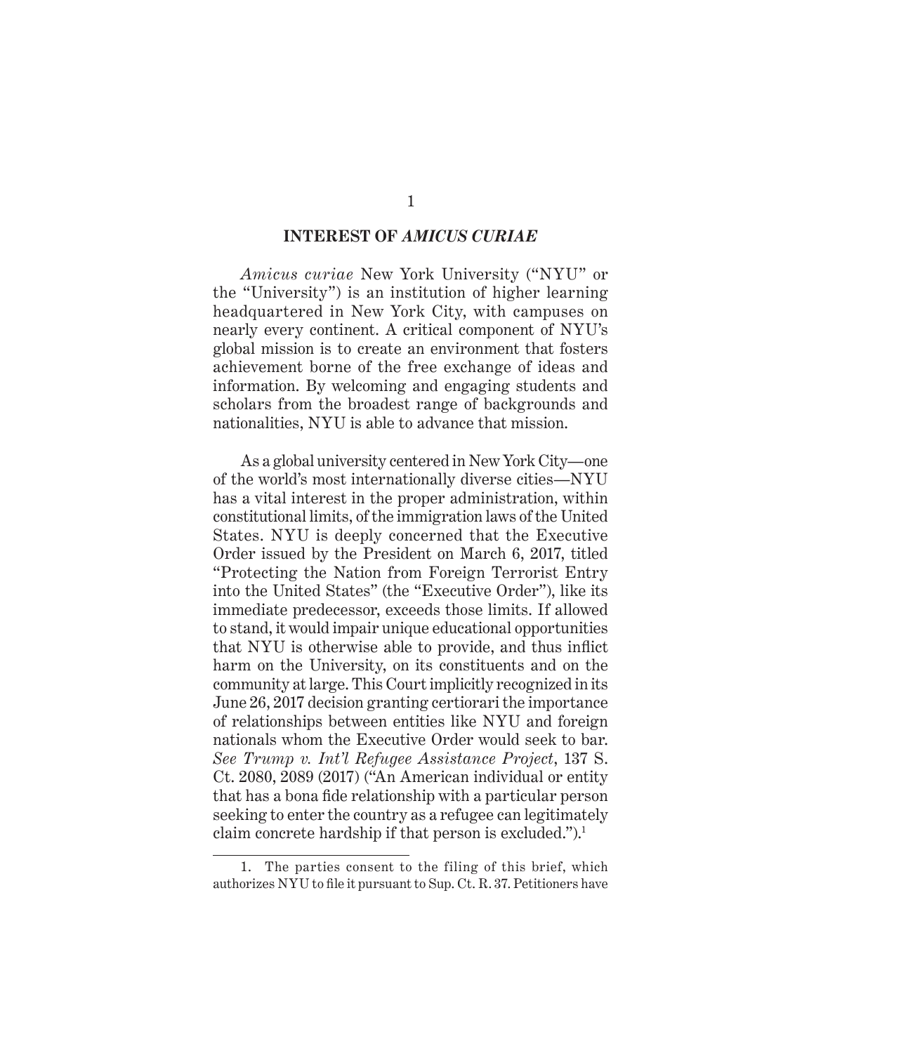## INTEREST OF *AMICUS CURIAE*

*Amicus curiae* New York University ("NYU" or the "University") is an institution of higher learning headquartered in New York City, with campuses on nearly every continent. A critical component of NYU's global mission is to create an environment that fosters achievement borne of the free exchange of ideas and information. By welcoming and engaging students and scholars from the broadest range of backgrounds and nationalities, NYU is able to advance that mission.

As a global university centered in New York City—one of the world's most internationally diverse cities—NYU has a vital interest in the proper administration, within constitutional limits, of the immigration laws of the United States. NYU is deeply concerned that the Executive Order issued by the President on March 6, 2017, titled "Protecting the Nation from Foreign Terrorist Entry into the United States" (the "Executive Order"), like its immediate predecessor, exceeds those limits. If allowed to stand, it would impair unique educational opportunities that NYU is otherwise able to provide, and thus inflict harm on the University, on its constituents and on the community at large. This Court implicitly recognized in its June 26, 2017 decision granting certiorari the importance of relationships between entities like NYU and foreign nationals whom the Executive Order would seek to bar. *See Trump v. Int'l Refugee Assistance Project*, 137 S. Ct. 2080, 2089 (2017) ("An American individual or entity that has a bona fide relationship with a particular person seeking to enter the country as a refugee can legitimately claim concrete hardship if that person is excluded.").[1]

---

1. The parties consent to the filing of this brief, which authorizes NYU to file it pursuant to Sup. Ct. R. 37. Petitioners have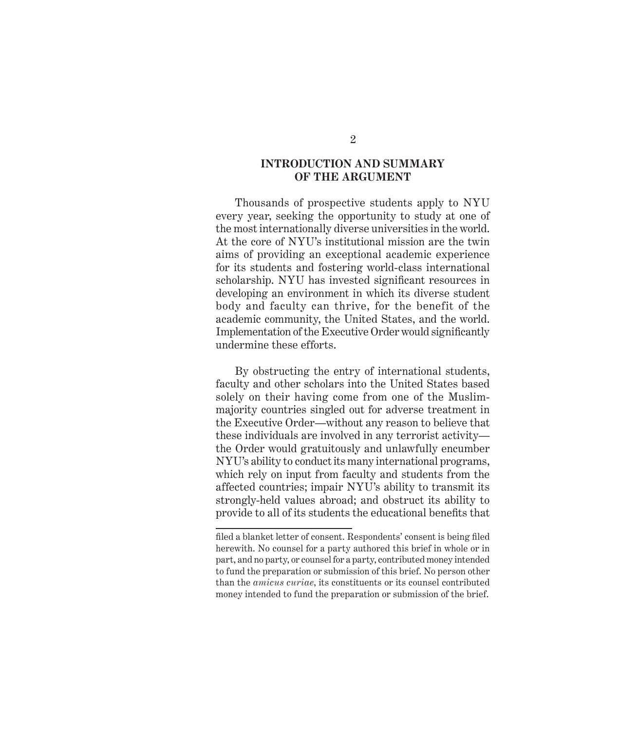## INTRODUCTION AND SUMMARY OF THE ARGUMENT

Thousands of prospective students apply to NYU every year, seeking the opportunity to study at one of the most internationally diverse universities in the world. At the core of NYU's institutional mission are the twin aims of providing an exceptional academic experience for its students and fostering world-class international scholarship. NYU has invested significant resources in developing an environment in which its diverse student body and faculty can thrive, for the benefit of the academic community, the United States, and the world. Implementation of the Executive Order would significantly undermine these efforts.

By obstructing the entry of international students, faculty and other scholars into the United States based solely on their having come from one of the Muslim-majority countries singled out for adverse treatment in the Executive Order—without any reason to believe that these individuals are involved in any terrorist activity—the Order would gratuitously and unlawfully encumber NYU's ability to conduct its many international programs, which rely on input from faculty and students from the affected countries; impair NYU's ability to transmit its strongly-held values abroad; and obstruct its ability to provide to all of its students the educational benefits that

---

filed a blanket letter of consent. Respondents' consent is being filed herewith. No counsel for a party authored this brief in whole or in part, and no party, or counsel for a party, contributed money intended to fund the preparation or submission of this brief. No person other than the *amicus curiae*, its constituents or its counsel contributed money intended to fund the preparation or submission of the brief.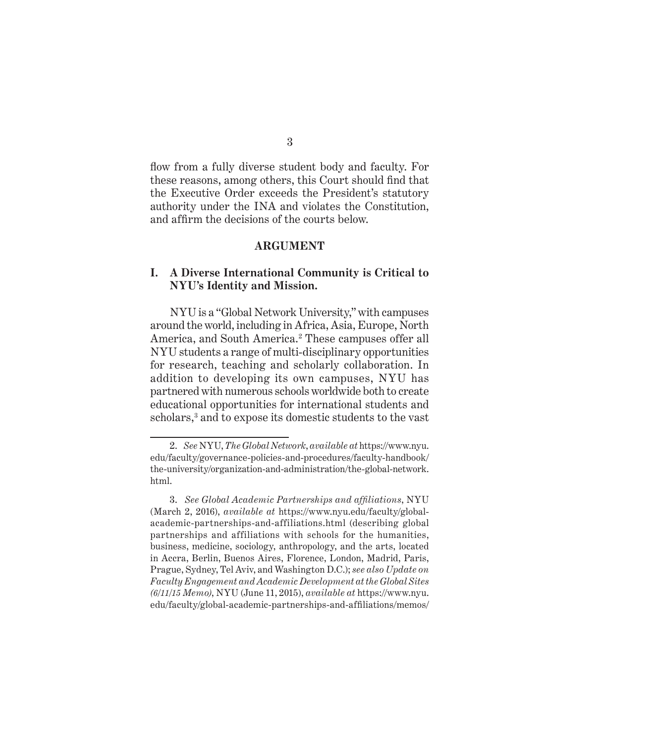flow from a fully diverse student body and faculty. For these reasons, among others, this Court should find that the Executive Order exceeds the President's statutory authority under the INA and violates the Constitution, and affirm the decisions of the courts below.

## ARGUMENT

### I. A Diverse International Community is Critical to NYU's Identity and Mission.

NYU is a "Global Network University," with campuses around the world, including in Africa, Asia, Europe, North America, and South America.[2] These campuses offer all NYU students a range of multi-disciplinary opportunities for research, teaching and scholarly collaboration. In addition to developing its own campuses, NYU has partnered with numerous schools worldwide both to create educational opportunities for international students and scholars,[3] and to expose its domestic students to the vast

---

2. *See* NYU, *The Global Network*, *available at* https://www.nyu.edu/faculty/governance-policies-and-procedures/faculty-handbook/the-university/organization-and-administration/the-global-network.html.

3. *See Global Academic Partnerships and affiliations*, NYU (March 2, 2016), *available at* https://www.nyu.edu/faculty/global-academic-partnerships-and-affiliations.html (describing global partnerships and affiliations with schools for the humanities, business, medicine, sociology, anthropology, and the arts, located in Accra, Berlin, Buenos Aires, Florence, London, Madrid, Paris, Prague, Sydney, Tel Aviv, and Washington D.C.); *see also Update on Faculty Engagement and Academic Development at the Global Sites (6/11/15 Memo)*, NYU (June 11, 2015), *available at* https://www.nyu.edu/faculty/global-academic-partnerships-and-affiliations/memos/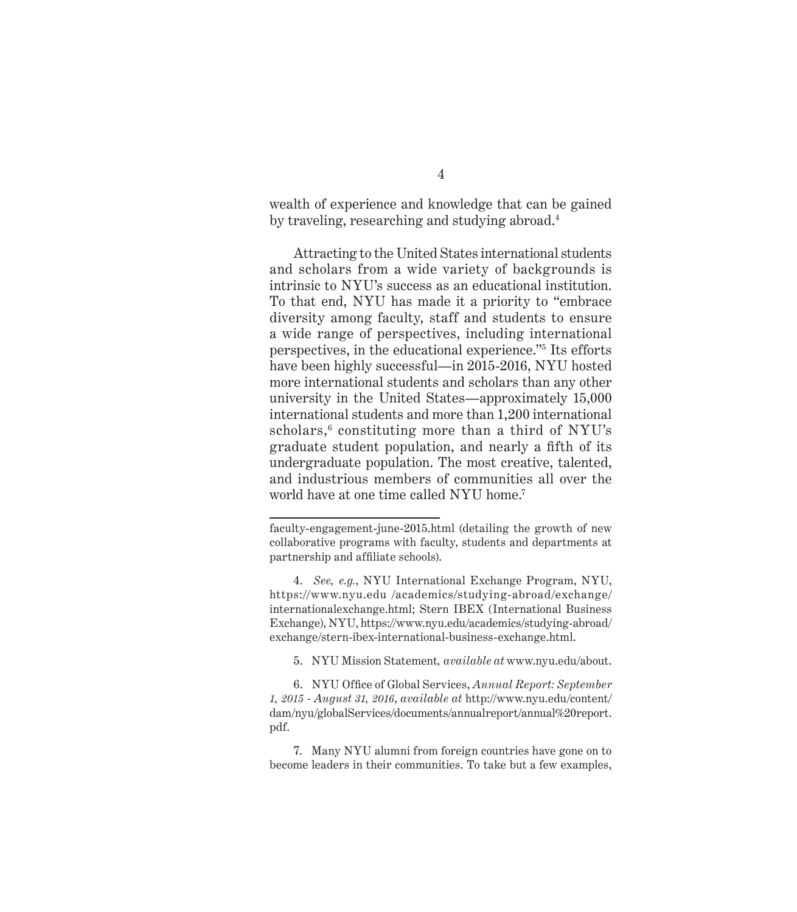wealth of experience and knowledge that can be gained by traveling, researching and studying abroad.[4]

Attracting to the United States international students and scholars from a wide variety of backgrounds is intrinsic to NYU's success as an educational institution. To that end, NYU has made it a priority to "embrace diversity among faculty, staff and students to ensure a wide range of perspectives, including international perspectives, in the educational experience."[5] Its efforts have been highly successful—in 2015-2016, NYU hosted more international students and scholars than any other university in the United States—approximately 15,000 international students and more than 1,200 international scholars,[6] constituting more than a third of NYU's graduate student population, and nearly a fifth of its undergraduate population. The most creative, talented, and industrious members of communities all over the world have at one time called NYU home.[7]

---

faculty-engagement-june-2015.html (detailing the growth of new collaborative programs with faculty, students and departments at partnership and affiliate schools).

4. *See, e.g.*, NYU International Exchange Program, NYU, https://www.nyu.edu /academics/studying-abroad/exchange/internationalexchange.html; Stern IBEX (International Business Exchange), NYU, https://www.nyu.edu/academics/studying-abroad/exchange/stern-ibex-international-business-exchange.html.

5. NYU Mission Statement, *available at* www.nyu.edu/about.

6. NYU Office of Global Services, *Annual Report: September 1, 2015 - August 31, 2016*, *available at* http://www.nyu.edu/content/dam/nyu/globalServices/documents/annualreport/annual%20report.pdf.

7. Many NYU alumni from foreign countries have gone on to become leaders in their communities. To take but a few examples,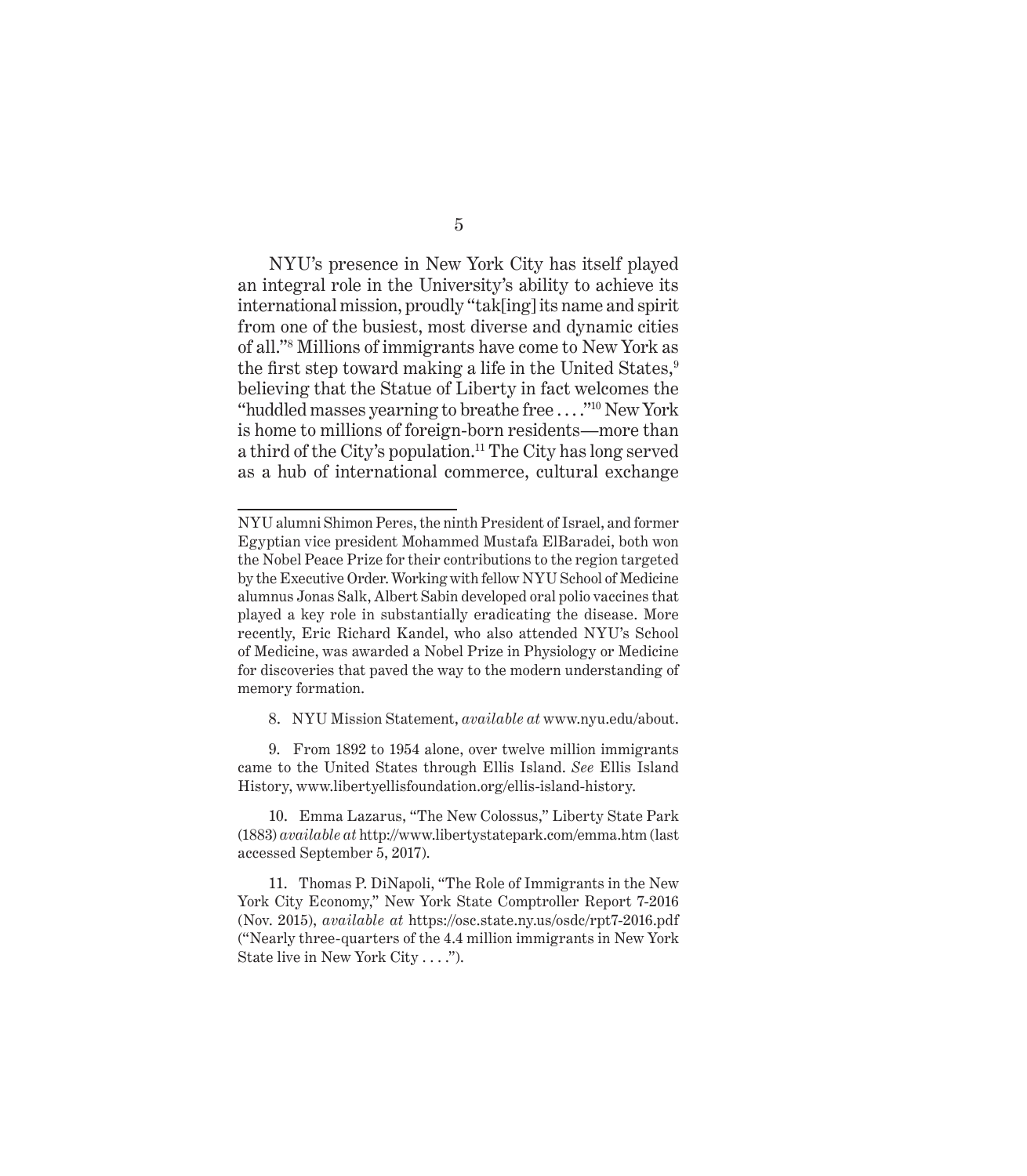NYU's presence in New York City has itself played an integral role in the University's ability to achieve its international mission, proudly "tak[ing] its name and spirit from one of the busiest, most diverse and dynamic cities of all."[8] Millions of immigrants have come to New York as the first step toward making a life in the United States,[9] believing that the Statue of Liberty in fact welcomes the "huddled masses yearning to breathe free . . . ."[10] New York is home to millions of foreign-born residents—more than a third of the City's population.[11] The City has long served as a hub of international commerce, cultural exchange

---

NYU alumni Shimon Peres, the ninth President of Israel, and former Egyptian vice president Mohammed Mustafa ElBaradei, both won the Nobel Peace Prize for their contributions to the region targeted by the Executive Order. Working with fellow NYU School of Medicine alumnus Jonas Salk, Albert Sabin developed oral polio vaccines that played a key role in substantially eradicating the disease. More recently, Eric Richard Kandel, who also attended NYU's School of Medicine, was awarded a Nobel Prize in Physiology or Medicine for discoveries that paved the way to the modern understanding of memory formation.

8. NYU Mission Statement, *available at* www.nyu.edu/about.

9. From 1892 to 1954 alone, over twelve million immigrants came to the United States through Ellis Island. *See* Ellis Island History, www.libertyellisfoundation.org/ellis-island-history.

10. Emma Lazarus, "The New Colossus," Liberty State Park (1883) *available at* http://www.libertystatepark.com/emma.htm (last accessed September 5, 2017).

11. Thomas P. DiNapoli, "The Role of Immigrants in the New York City Economy," New York State Comptroller Report 7-2016 (Nov. 2015), *available at* https://osc.state.ny.us/osdc/rpt7-2016.pdf ("Nearly three-quarters of the 4.4 million immigrants in New York State live in New York City . . . .").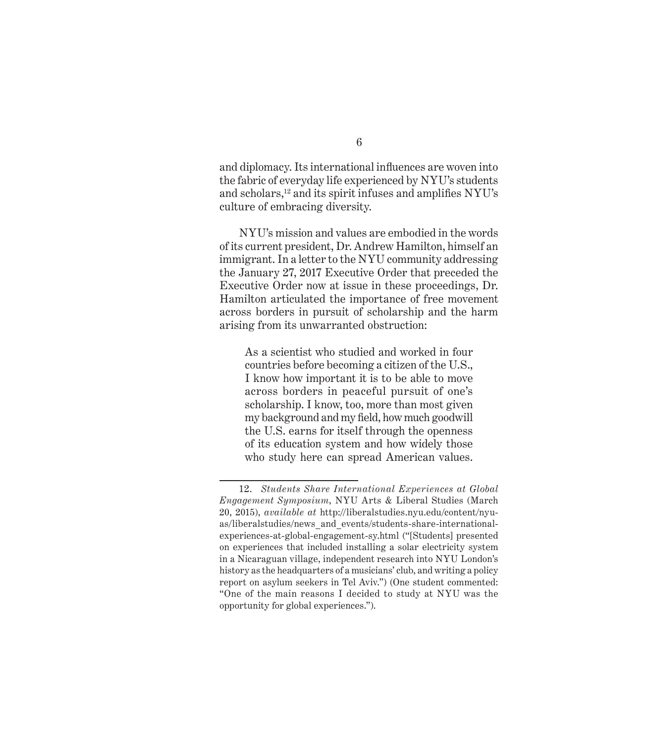and diplomacy. Its international influences are woven into the fabric of everyday life experienced by NYU's students and scholars,[12] and its spirit infuses and amplifies NYU's culture of embracing diversity.

NYU's mission and values are embodied in the words of its current president, Dr. Andrew Hamilton, himself an immigrant. In a letter to the NYU community addressing the January 27, 2017 Executive Order that preceded the Executive Order now at issue in these proceedings, Dr. Hamilton articulated the importance of free movement across borders in pursuit of scholarship and the harm arising from its unwarranted obstruction:

> As a scientist who studied and worked in four countries before becoming a citizen of the U.S., I know how important it is to be able to move across borders in peaceful pursuit of one's scholarship. I know, too, more than most given my background and my field, how much goodwill the U.S. earns for itself through the openness of its education system and how widely those who study here can spread American values.

---

12. *Students Share International Experiences at Global Engagement Symposium*, NYU Arts & Liberal Studies (March 20, 2015), *available at* http://liberalstudies.nyu.edu/content/nyu-as/liberalstudies/news_and_events/students-share-international-experiences-at-global-engagement-sy.html ("[Students] presented on experiences that included installing a solar electricity system in a Nicaraguan village, independent research into NYU London's history as the headquarters of a musicians' club, and writing a policy report on asylum seekers in Tel Aviv.") (One student commented: "One of the main reasons I decided to study at NYU was the opportunity for global experiences.").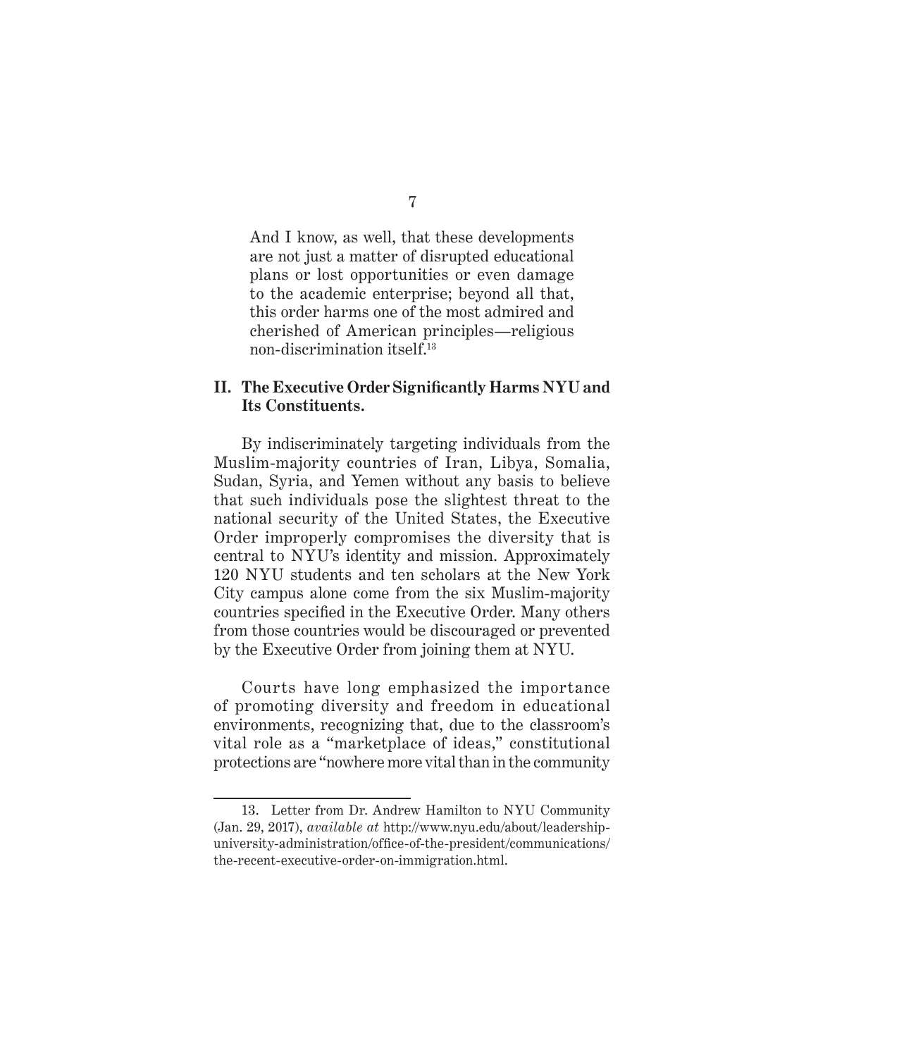> And I know, as well, that these developments are not just a matter of disrupted educational plans or lost opportunities or even damage to the academic enterprise; beyond all that, this order harms one of the most admired and cherished of American principles—religious non-discrimination itself.[13]

## II. The Executive Order Significantly Harms NYU and Its Constituents.

By indiscriminately targeting individuals from the Muslim-majority countries of Iran, Libya, Somalia, Sudan, Syria, and Yemen without any basis to believe that such individuals pose the slightest threat to the national security of the United States, the Executive Order improperly compromises the diversity that is central to NYU's identity and mission. Approximately 120 NYU students and ten scholars at the New York City campus alone come from the six Muslim-majority countries specified in the Executive Order. Many others from those countries would be discouraged or prevented by the Executive Order from joining them at NYU.

Courts have long emphasized the importance of promoting diversity and freedom in educational environments, recognizing that, due to the classroom's vital role as a "marketplace of ideas," constitutional protections are "nowhere more vital than in the community

---

13. Letter from Dr. Andrew Hamilton to NYU Community (Jan. 29, 2017), *available at* http://www.nyu.edu/about/leadership-university-administration/office-of-the-president/communications/the-recent-executive-order-on-immigration.html.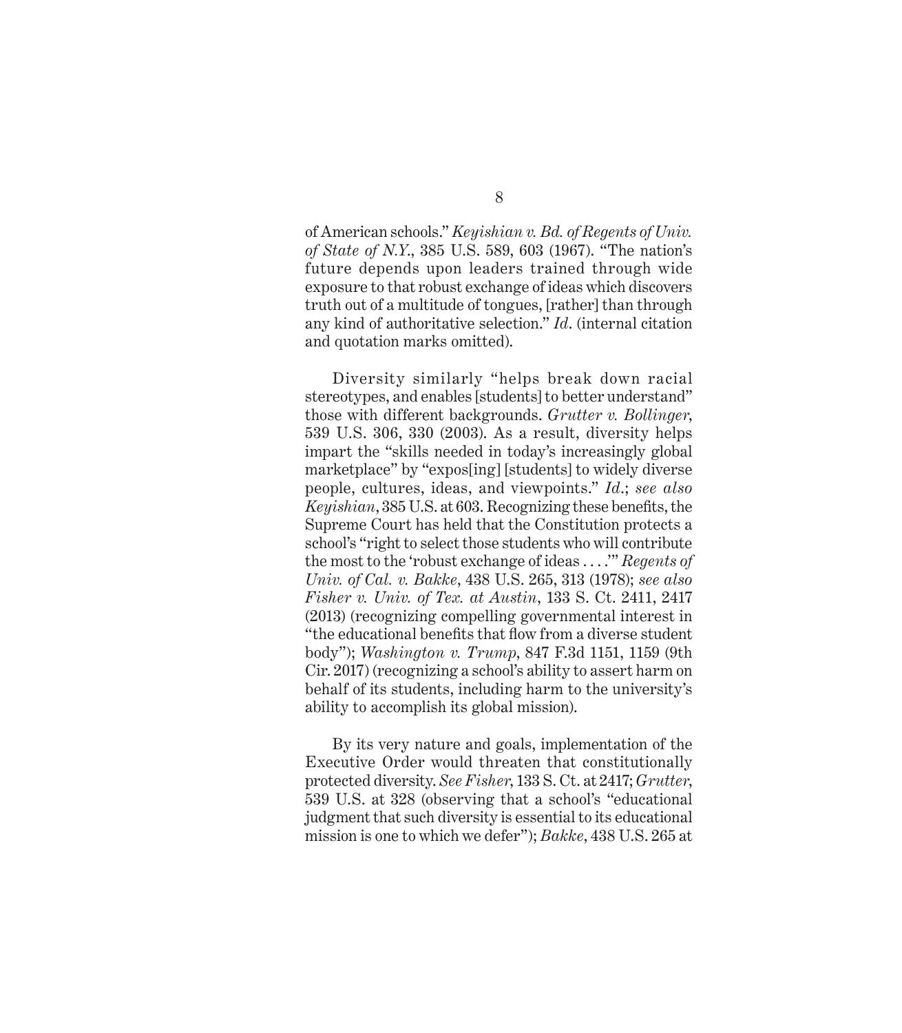of American schools." *Keyishian v. Bd. of Regents of Univ. of State of N.Y.*, 385 U.S. 589, 603 (1967). "The nation's future depends upon leaders trained through wide exposure to that robust exchange of ideas which discovers truth out of a multitude of tongues, [rather] than through any kind of authoritative selection." *Id*. (internal citation and quotation marks omitted).

Diversity similarly "helps break down racial stereotypes, and enables [students] to better understand" those with different backgrounds. *Grutter v. Bollinger*, 539 U.S. 306, 330 (2003). As a result, diversity helps impart the "skills needed in today's increasingly global marketplace" by "expos[ing] [students] to widely diverse people, cultures, ideas, and viewpoints." *Id*.; *see also Keyishian*, 385 U.S. at 603. Recognizing these benefits, the Supreme Court has held that the Constitution protects a school's "right to select those students who will contribute the most to the 'robust exchange of ideas . . . .'" *Regents of Univ. of Cal. v. Bakke*, 438 U.S. 265, 313 (1978); *see also Fisher v. Univ. of Tex. at Austin*, 133 S. Ct. 2411, 2417 (2013) (recognizing compelling governmental interest in "the educational benefits that flow from a diverse student body"); *Washington v. Trump*, 847 F.3d 1151, 1159 (9th Cir. 2017) (recognizing a school's ability to assert harm on behalf of its students, including harm to the university's ability to accomplish its global mission).

By its very nature and goals, implementation of the Executive Order would threaten that constitutionally protected diversity. *See Fisher*, 133 S. Ct. at 2417; *Grutter*, 539 U.S. at 328 (observing that a school's "educational judgment that such diversity is essential to its educational mission is one to which we defer"); *Bakke*, 438 U.S. 265 at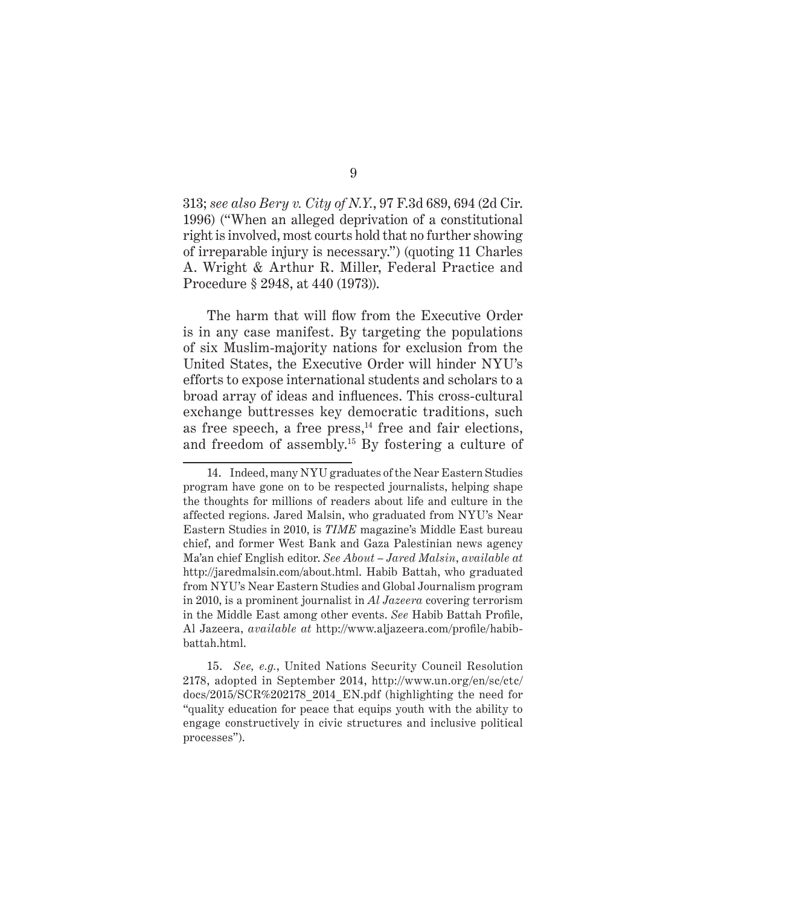313; *see also Bery v. City of N.Y.*, 97 F.3d 689, 694 (2d Cir. 1996) ("When an alleged deprivation of a constitutional right is involved, most courts hold that no further showing of irreparable injury is necessary.") (quoting 11 Charles A. Wright & Arthur R. Miller, Federal Practice and Procedure § 2948, at 440 (1973)).

The harm that will flow from the Executive Order is in any case manifest. By targeting the populations of six Muslim-majority nations for exclusion from the United States, the Executive Order will hinder NYU's efforts to expose international students and scholars to a broad array of ideas and influences. This cross-cultural exchange buttresses key democratic traditions, such as free speech, a free press,[14] free and fair elections, and freedom of assembly.[15] By fostering a culture of

---

14. Indeed, many NYU graduates of the Near Eastern Studies program have gone on to be respected journalists, helping shape the thoughts for millions of readers about life and culture in the affected regions. Jared Malsin, who graduated from NYU's Near Eastern Studies in 2010, is *TIME* magazine's Middle East bureau chief, and former West Bank and Gaza Palestinian news agency Ma'an chief English editor. *See About – Jared Malsin*, *available at* http://jaredmalsin.com/about.html. Habib Battah, who graduated from NYU's Near Eastern Studies and Global Journalism program in 2010, is a prominent journalist in *Al Jazeera* covering terrorism in the Middle East among other events. *See* Habib Battah Profile, Al Jazeera, *available at* http://www.aljazeera.com/profile/habib-battah.html.

15. *See, e.g.*, United Nations Security Council Resolution 2178, adopted in September 2014, http://www.un.org/en/sc/ctc/docs/2015/SCR%202178_2014_EN.pdf (highlighting the need for "quality education for peace that equips youth with the ability to engage constructively in civic structures and inclusive political processes").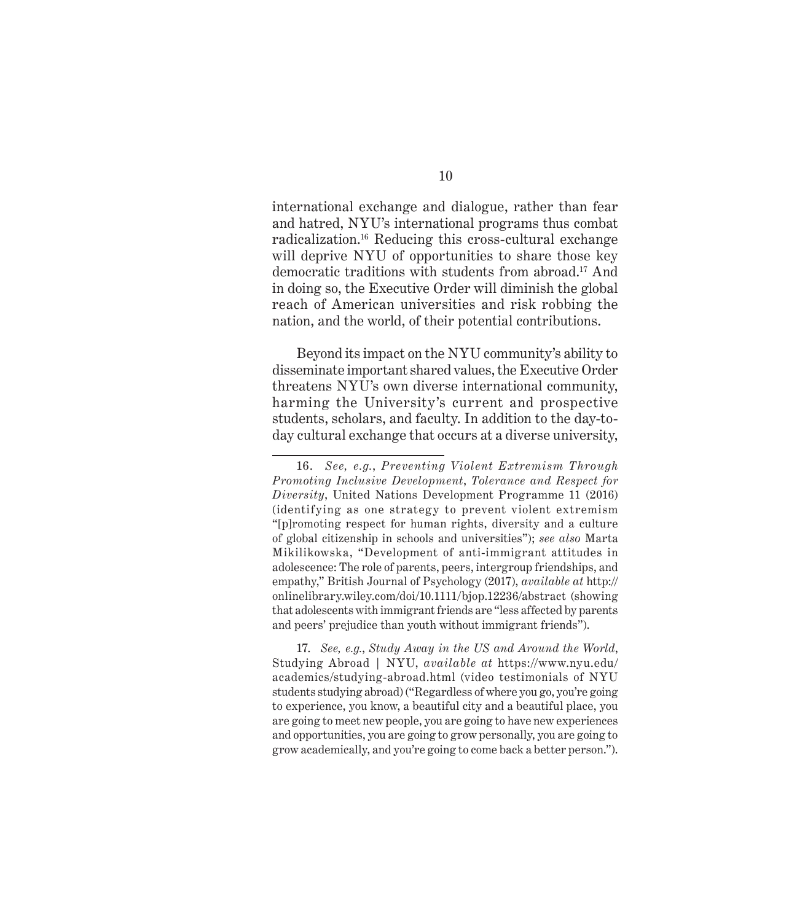international exchange and dialogue, rather than fear and hatred, NYU's international programs thus combat radicalization.[16] Reducing this cross-cultural exchange will deprive NYU of opportunities to share those key democratic traditions with students from abroad.[17] And in doing so, the Executive Order will diminish the global reach of American universities and risk robbing the nation, and the world, of their potential contributions.

Beyond its impact on the NYU community's ability to disseminate important shared values, the Executive Order threatens NYU's own diverse international community, harming the University's current and prospective students, scholars, and faculty. In addition to the day-to-day cultural exchange that occurs at a diverse university,

---

16. *See, e.g.*, *Preventing Violent Extremism Through Promoting Inclusive Development, Tolerance and Respect for Diversity*, United Nations Development Programme 11 (2016) (identifying as one strategy to prevent violent extremism "[p]romoting respect for human rights, diversity and a culture of global citizenship in schools and universities"); *see also* Marta Mikilikowska, "Development of anti-immigrant attitudes in adolescence: The role of parents, peers, intergroup friendships, and empathy," British Journal of Psychology (2017), *available at* http://onlinelibrary.wiley.com/doi/10.1111/bjop.12236/abstract (showing that adolescents with immigrant friends are "less affected by parents and peers' prejudice than youth without immigrant friends").

17. *See, e.g.*, *Study Away in the US and Around the World*, Studying Abroad | NYU, *available at* https://www.nyu.edu/academics/studying-abroad.html (video testimonials of NYU students studying abroad) ("Regardless of where you go, you're going to experience, you know, a beautiful city and a beautiful place, you are going to meet new people, you are going to have new experiences and opportunities, you are going to grow personally, you are going to grow academically, and you're going to come back a better person.").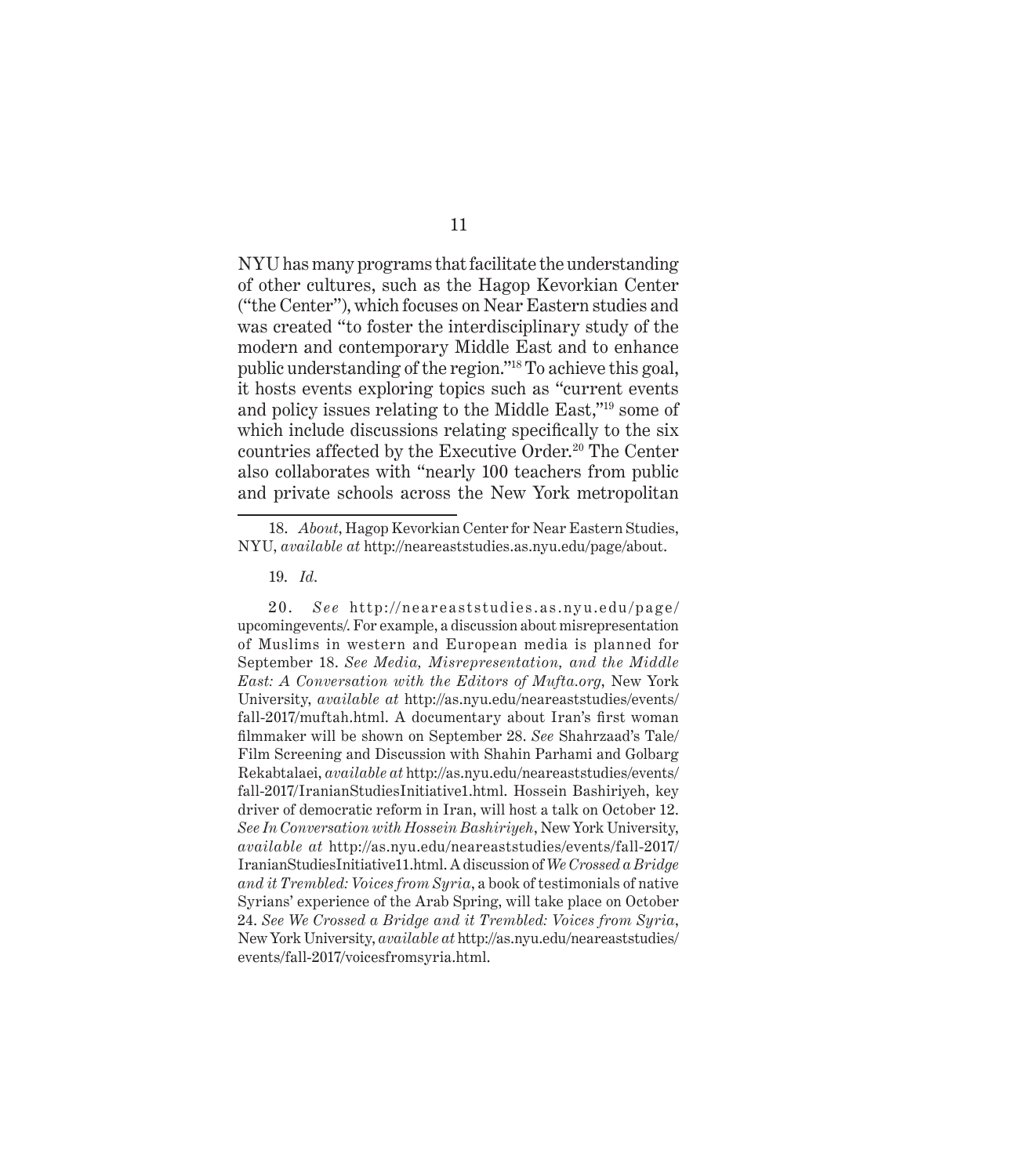NYU has many programs that facilitate the understanding of other cultures, such as the Hagop Kevorkian Center ("the Center"), which focuses on Near Eastern studies and was created "to foster the interdisciplinary study of the modern and contemporary Middle East and to enhance public understanding of the region."[18] To achieve this goal, it hosts events exploring topics such as "current events and policy issues relating to the Middle East,"[19] some of which include discussions relating specifically to the six countries affected by the Executive Order.[20] The Center also collaborates with "nearly 100 teachers from public and private schools across the New York metropolitan

---

18. *About*, Hagop Kevorkian Center for Near Eastern Studies, NYU, *available at* http://neareaststudies.as.nyu.edu/page/about.

19. *Id*.

20. *See* http://neareaststudies.as.nyu.edu/page/upcomingevents/. For example, a discussion about misrepresentation of Muslims in western and European media is planned for September 18. *See Media, Misrepresentation, and the Middle East: A Conversation with the Editors of Mufta.org*, New York University, *available at* http://as.nyu.edu/neareaststudies/events/fall-2017/muftah.html. A documentary about Iran's first woman filmmaker will be shown on September 28. *See* Shahrzaad's Tale/Film Screening and Discussion with Shahin Parhami and Golbarg Rekabtalaei, *available at* http://as.nyu.edu/neareaststudies/events/fall-2017/IranianStudiesInitiative1.html. Hossein Bashiriyeh, key driver of democratic reform in Iran, will host a talk on October 12. *See In Conversation with Hossein Bashiriyeh*, New York University, *available at* http://as.nyu.edu/neareaststudies/events/fall-2017/IranianStudiesInitiative11.html. A discussion of *We Crossed a Bridge and it Trembled: Voices from Syria*, a book of testimonials of native Syrians' experience of the Arab Spring, will take place on October 24. *See We Crossed a Bridge and it Trembled: Voices from Syria*, New York University, *available at* http://as.nyu.edu/neareaststudies/events/fall-2017/voicesfromsyria.html.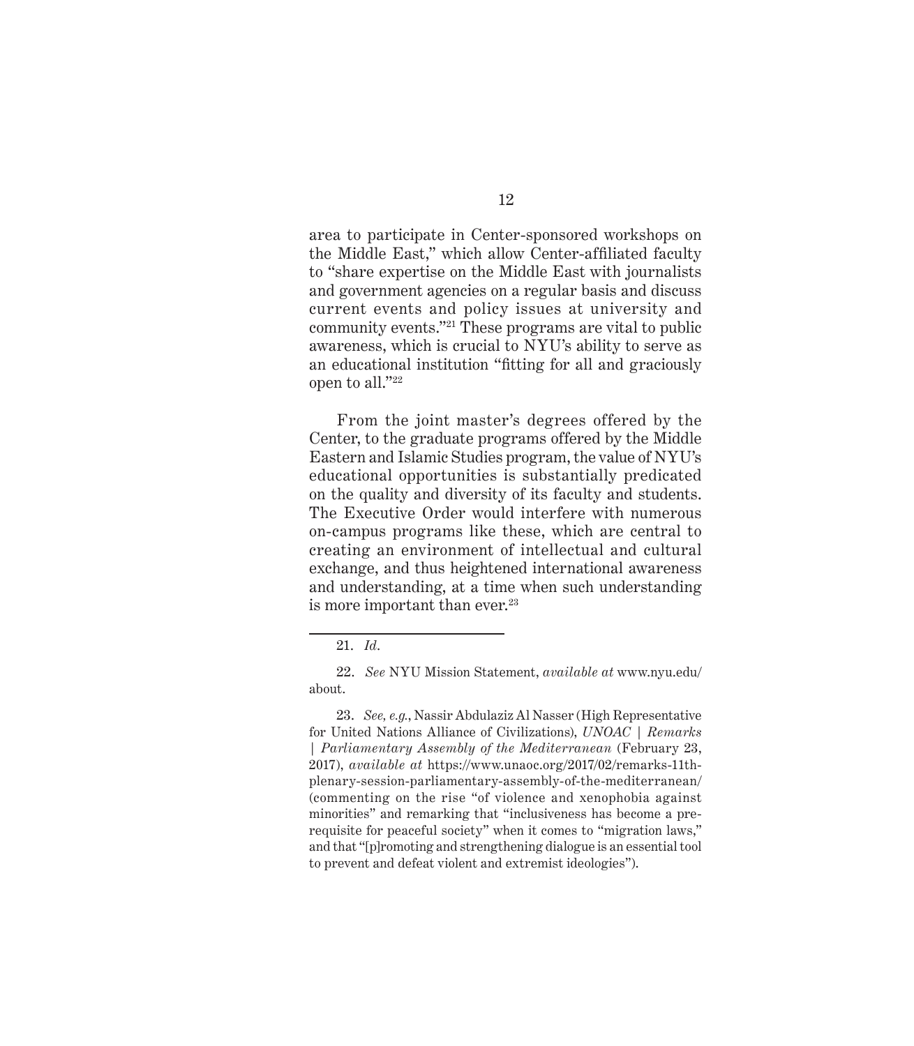area to participate in Center-sponsored workshops on the Middle East," which allow Center-affiliated faculty to "share expertise on the Middle East with journalists and government agencies on a regular basis and discuss current events and policy issues at university and community events."[21] These programs are vital to public awareness, which is crucial to NYU's ability to serve as an educational institution "fitting for all and graciously open to all."[22]

From the joint master's degrees offered by the Center, to the graduate programs offered by the Middle Eastern and Islamic Studies program, the value of NYU's educational opportunities is substantially predicated on the quality and diversity of its faculty and students. The Executive Order would interfere with numerous on-campus programs like these, which are central to creating an environment of intellectual and cultural exchange, and thus heightened international awareness and understanding, at a time when such understanding is more important than ever.[23]

---

21. *Id*.

22. *See* NYU Mission Statement, *available at* www.nyu.edu/about.

23. *See, e.g.*, Nassir Abdulaziz Al Nasser (High Representative for United Nations Alliance of Civilizations), *UNOAC | Remarks | Parliamentary Assembly of the Mediterranean* (February 23, 2017), *available at* https://www.unaoc.org/2017/02/remarks-11th-plenary-session-parliamentary-assembly-of-the-mediterranean/ (commenting on the rise "of violence and xenophobia against minorities" and remarking that "inclusiveness has become a prerequisite for peaceful society" when it comes to "migration laws," and that "[p]romoting and strengthening dialogue is an essential tool to prevent and defeat violent and extremist ideologies").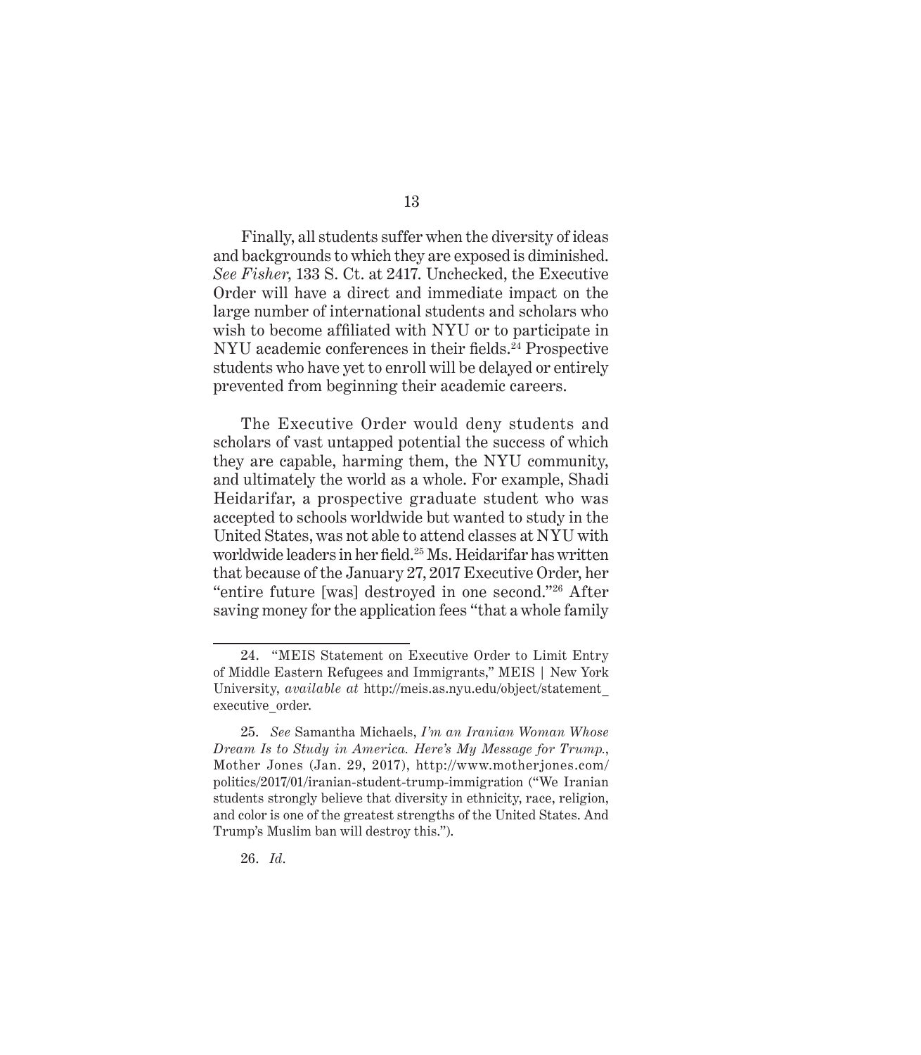Finally, all students suffer when the diversity of ideas and backgrounds to which they are exposed is diminished. *See Fisher*, 133 S. Ct. at 2417. Unchecked, the Executive Order will have a direct and immediate impact on the large number of international students and scholars who wish to become affiliated with NYU or to participate in NYU academic conferences in their fields.[24] Prospective students who have yet to enroll will be delayed or entirely prevented from beginning their academic careers.

The Executive Order would deny students and scholars of vast untapped potential the success of which they are capable, harming them, the NYU community, and ultimately the world as a whole. For example, Shadi Heidarifar, a prospective graduate student who was accepted to schools worldwide but wanted to study in the United States, was not able to attend classes at NYU with worldwide leaders in her field.[25] Ms. Heidarifar has written that because of the January 27, 2017 Executive Order, her "entire future [was] destroyed in one second."[26] After saving money for the application fees "that a whole family

---

24. "MEIS Statement on Executive Order to Limit Entry of Middle Eastern Refugees and Immigrants," MEIS | New York University, *available at* http://meis.as.nyu.edu/object/statement_executive_order.

25. *See* Samantha Michaels, *I'm an Iranian Woman Whose Dream Is to Study in America. Here's My Message for Trump.*, Mother Jones (Jan. 29, 2017), http://www.motherjones.com/politics/2017/01/iranian-student-trump-immigration ("We Iranian students strongly believe that diversity in ethnicity, race, religion, and color is one of the greatest strengths of the United States. And Trump's Muslim ban will destroy this.").

26. *Id*.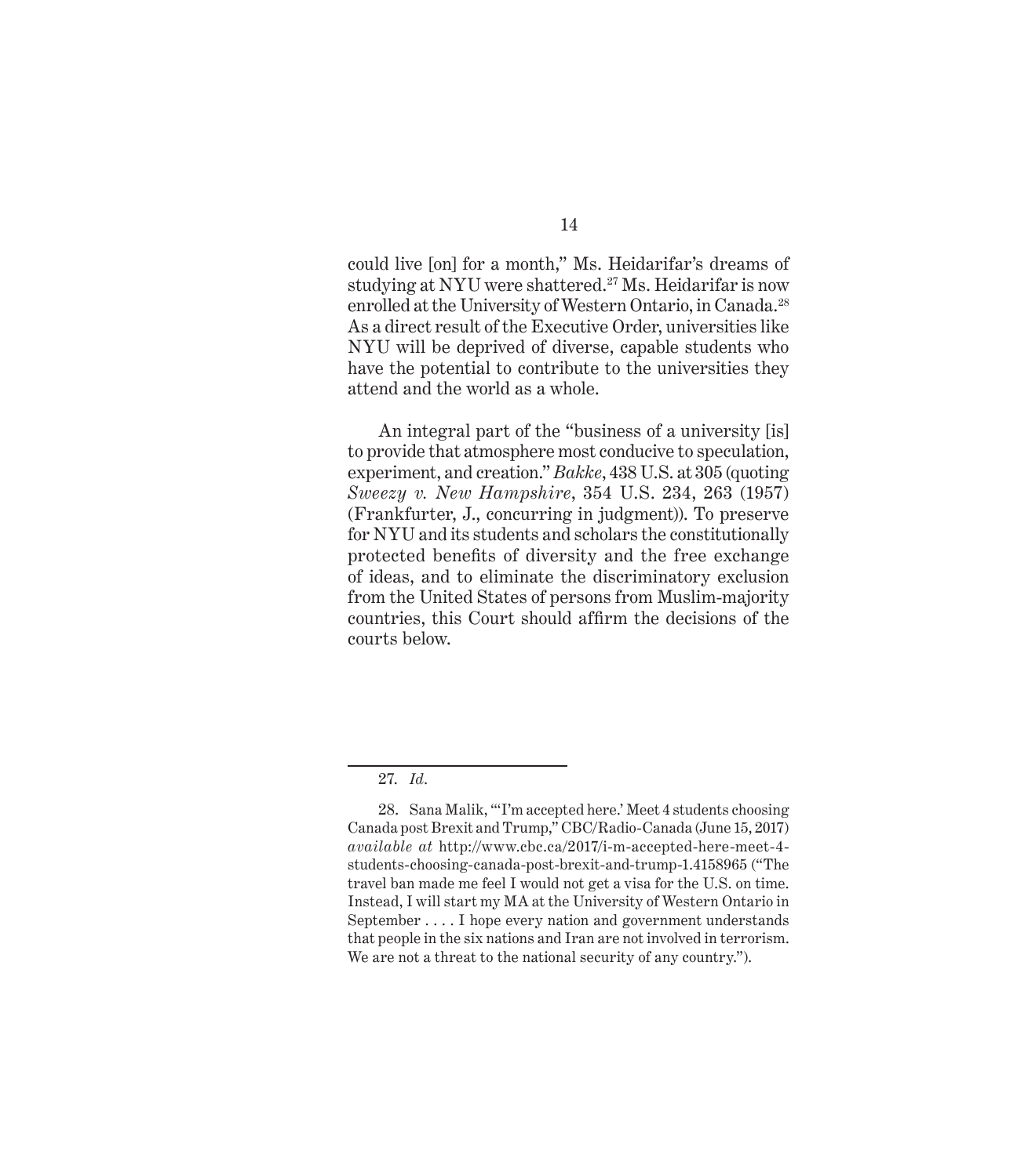could live [on] for a month," Ms. Heidarifar's dreams of studying at NYU were shattered.[27] Ms. Heidarifar is now enrolled at the University of Western Ontario, in Canada.[28] As a direct result of the Executive Order, universities like NYU will be deprived of diverse, capable students who have the potential to contribute to the universities they attend and the world as a whole.

An integral part of the "business of a university [is] to provide that atmosphere most conducive to speculation, experiment, and creation." *Bakke*, 438 U.S. at 305 (quoting *Sweezy v. New Hampshire*, 354 U.S. 234, 263 (1957) (Frankfurter, J., concurring in judgment)). To preserve for NYU and its students and scholars the constitutionally protected benefits of diversity and the free exchange of ideas, and to eliminate the discriminatory exclusion from the United States of persons from Muslim-majority countries, this Court should affirm the decisions of the courts below.

---

27. *Id*.

28. Sana Malik, "'I'm accepted here.' Meet 4 students choosing Canada post Brexit and Trump," CBC/Radio-Canada (June 15, 2017) *available at* http://www.cbc.ca/2017/i-m-accepted-here-meet-4-students-choosing-canada-post-brexit-and-trump-1.4158965 ("The travel ban made me feel I would not get a visa for the U.S. on time. Instead, I will start my MA at the University of Western Ontario in September . . . . I hope every nation and government understands that people in the six nations and Iran are not involved in terrorism. We are not a threat to the national security of any country.").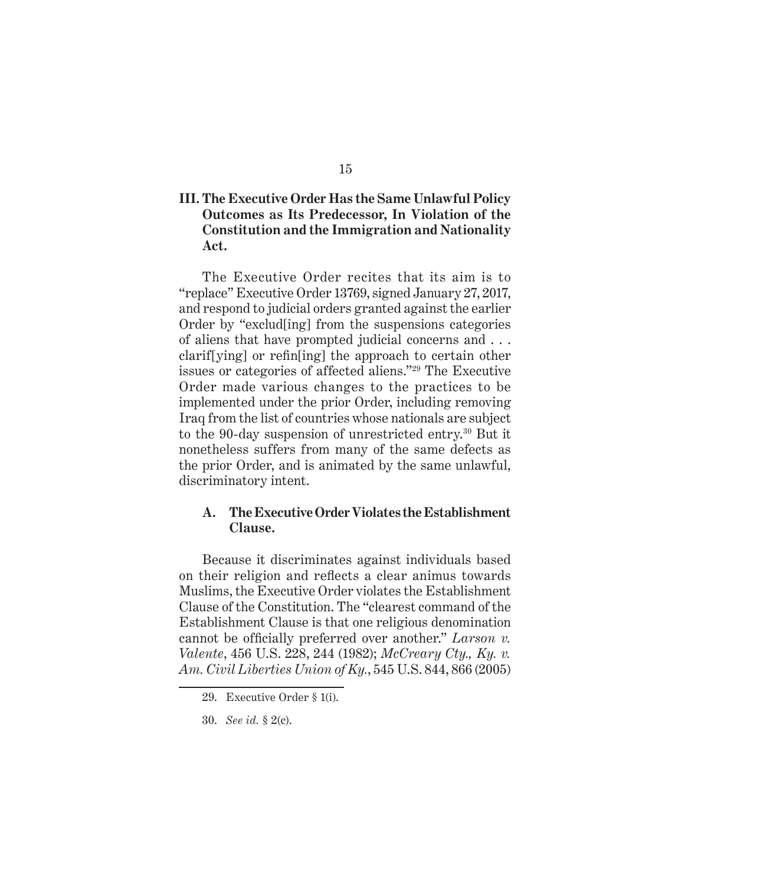### III. The Executive Order Has the Same Unlawful Policy Outcomes as Its Predecessor, In Violation of the Constitution and the Immigration and Nationality Act.

The Executive Order recites that its aim is to "replace" Executive Order 13769, signed January 27, 2017, and respond to judicial orders granted against the earlier Order by "exclud[ing] from the suspensions categories of aliens that have prompted judicial concerns and . . . clarif[ying] or refin[ing] the approach to certain other issues or categories of affected aliens."[29] The Executive Order made various changes to the practices to be implemented under the prior Order, including removing Iraq from the list of countries whose nationals are subject to the 90-day suspension of unrestricted entry.[30] But it nonetheless suffers from many of the same defects as the prior Order, and is animated by the same unlawful, discriminatory intent.

#### A. The Executive Order Violates the Establishment Clause.

Because it discriminates against individuals based on their religion and reflects a clear animus towards Muslims, the Executive Order violates the Establishment Clause of the Constitution. The "clearest command of the Establishment Clause is that one religious denomination cannot be officially preferred over another." *Larson v. Valente*, 456 U.S. 228, 244 (1982); *McCreary Cty., Ky. v. Am. Civil Liberties Union of Ky.*, 545 U.S. 844, 866 (2005)

---

29. Executive Order § 1(i).

30. *See id.* § 2(c).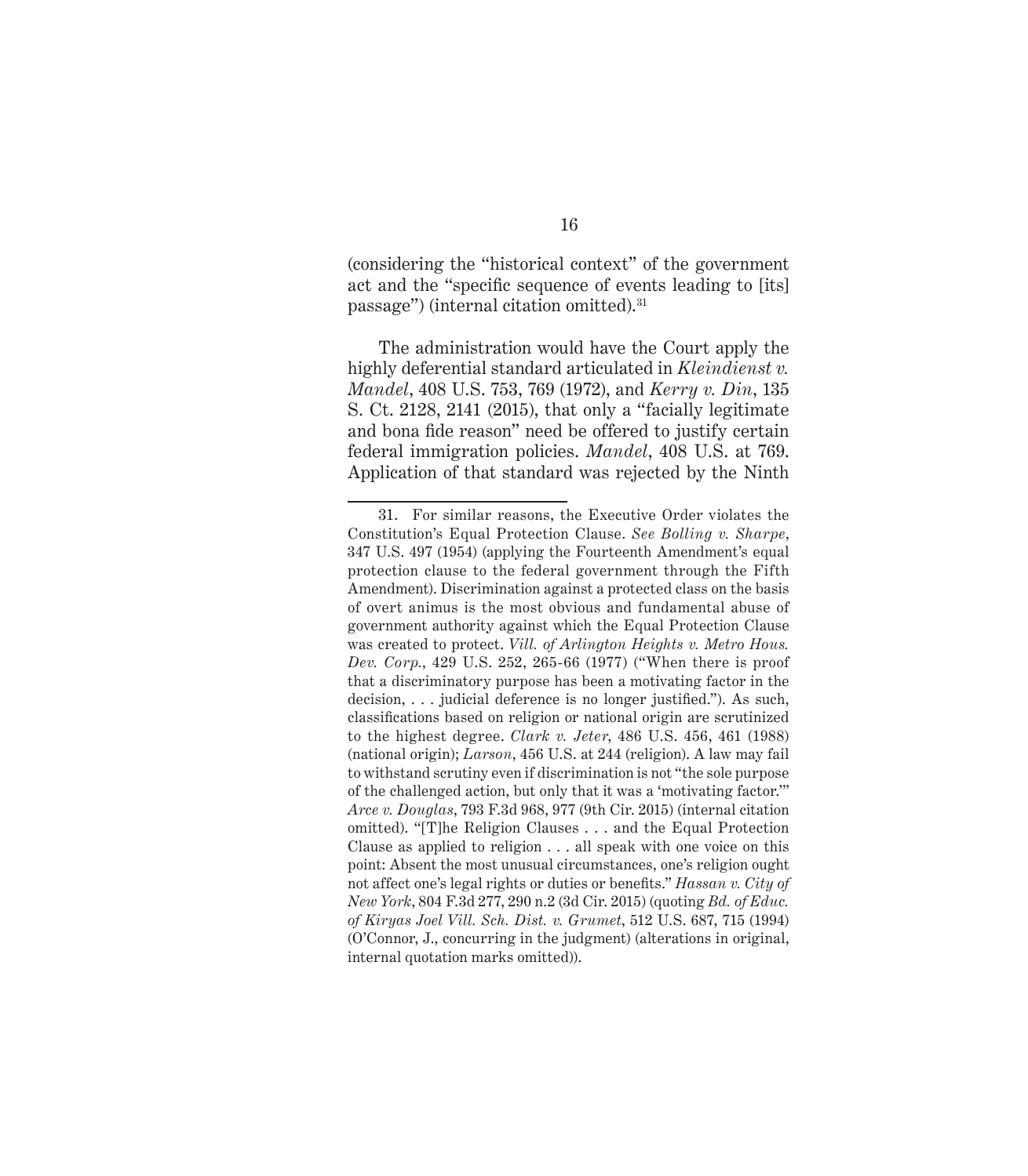(considering the "historical context" of the government act and the "specific sequence of events leading to [its] passage") (internal citation omitted).[31]

The administration would have the Court apply the highly deferential standard articulated in *Kleindienst v. Mandel*, 408 U.S. 753, 769 (1972), and *Kerry v. Din*, 135 S. Ct. 2128, 2141 (2015), that only a "facially legitimate and bona fide reason" need be offered to justify certain federal immigration policies. *Mandel*, 408 U.S. at 769. Application of that standard was rejected by the Ninth

---

31. For similar reasons, the Executive Order violates the Constitution's Equal Protection Clause. *See Bolling v. Sharpe*, 347 U.S. 497 (1954) (applying the Fourteenth Amendment's equal protection clause to the federal government through the Fifth Amendment). Discrimination against a protected class on the basis of overt animus is the most obvious and fundamental abuse of government authority against which the Equal Protection Clause was created to protect. *Vill. of Arlington Heights v. Metro Hous. Dev. Corp.*, 429 U.S. 252, 265-66 (1977) ("When there is proof that a discriminatory purpose has been a motivating factor in the decision, . . . judicial deference is no longer justified."). As such, classifications based on religion or national origin are scrutinized to the highest degree. *Clark v. Jeter*, 486 U.S. 456, 461 (1988) (national origin); *Larson*, 456 U.S. at 244 (religion). A law may fail to withstand scrutiny even if discrimination is not "the sole purpose of the challenged action, but only that it was a 'motivating factor.'" *Arce v. Douglas*, 793 F.3d 968, 977 (9th Cir. 2015) (internal citation omitted). "[T]he Religion Clauses . . . and the Equal Protection Clause as applied to religion . . . all speak with one voice on this point: Absent the most unusual circumstances, one's religion ought not affect one's legal rights or duties or benefits." *Hassan v. City of New York*, 804 F.3d 277, 290 n.2 (3d Cir. 2015) (quoting *Bd. of Educ. of Kiryas Joel Vill. Sch. Dist. v. Grumet*, 512 U.S. 687, 715 (1994) (O'Connor, J., concurring in the judgment) (alterations in original, internal quotation marks omitted)).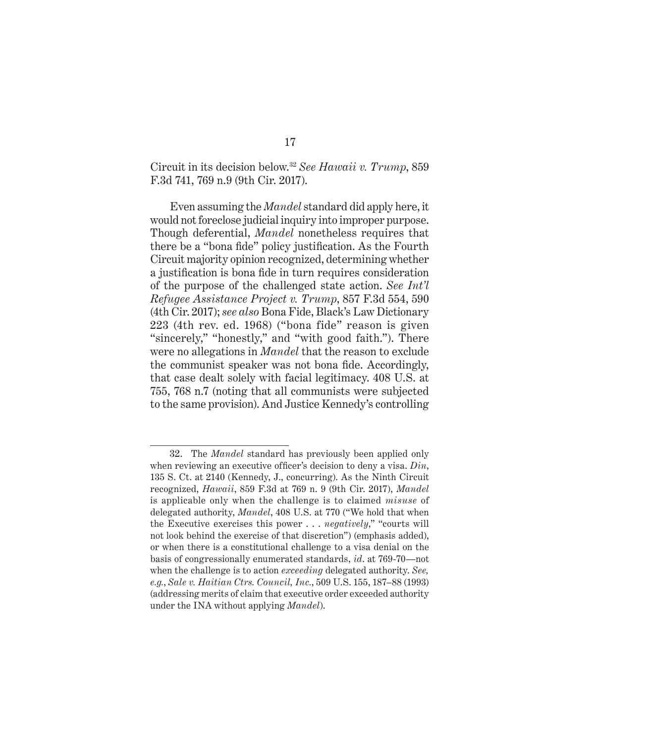Circuit in its decision below.[32] *See Hawaii v. Trump*, 859 F.3d 741, 769 n.9 (9th Cir. 2017).

Even assuming the *Mandel* standard did apply here, it would not foreclose judicial inquiry into improper purpose. Though deferential, *Mandel* nonetheless requires that there be a "bona fide" policy justification. As the Fourth Circuit majority opinion recognized, determining whether a justification is bona fide in turn requires consideration of the purpose of the challenged state action. *See Int'l Refugee Assistance Project v. Trump*, 857 F.3d 554, 590 (4th Cir. 2017); *see also* Bona Fide, Black's Law Dictionary 223 (4th rev. ed. 1968) ("bona fide" reason is given "sincerely," "honestly," and "with good faith."). There were no allegations in *Mandel* that the reason to exclude the communist speaker was not bona fide. Accordingly, that case dealt solely with facial legitimacy. 408 U.S. at 755, 768 n.7 (noting that all communists were subjected to the same provision). And Justice Kennedy's controlling

---

32. The *Mandel* standard has previously been applied only when reviewing an executive officer's decision to deny a visa. *Din*, 135 S. Ct. at 2140 (Kennedy, J., concurring). As the Ninth Circuit recognized, *Hawaii*, 859 F.3d at 769 n. 9 (9th Cir. 2017), *Mandel* is applicable only when the challenge is to claimed *misuse* of delegated authority, *Mandel*, 408 U.S. at 770 ("We hold that when the Executive exercises this power . . . *negatively*," "courts will not look behind the exercise of that discretion") (emphasis added), or when there is a constitutional challenge to a visa denial on the basis of congressionally enumerated standards, *id*. at 769-70—not when the challenge is to action *exceeding* delegated authority. *See, e.g.*, *Sale v. Haitian Ctrs. Council, Inc.*, 509 U.S. 155, 187–88 (1993) (addressing merits of claim that executive order exceeded authority under the INA without applying *Mandel*).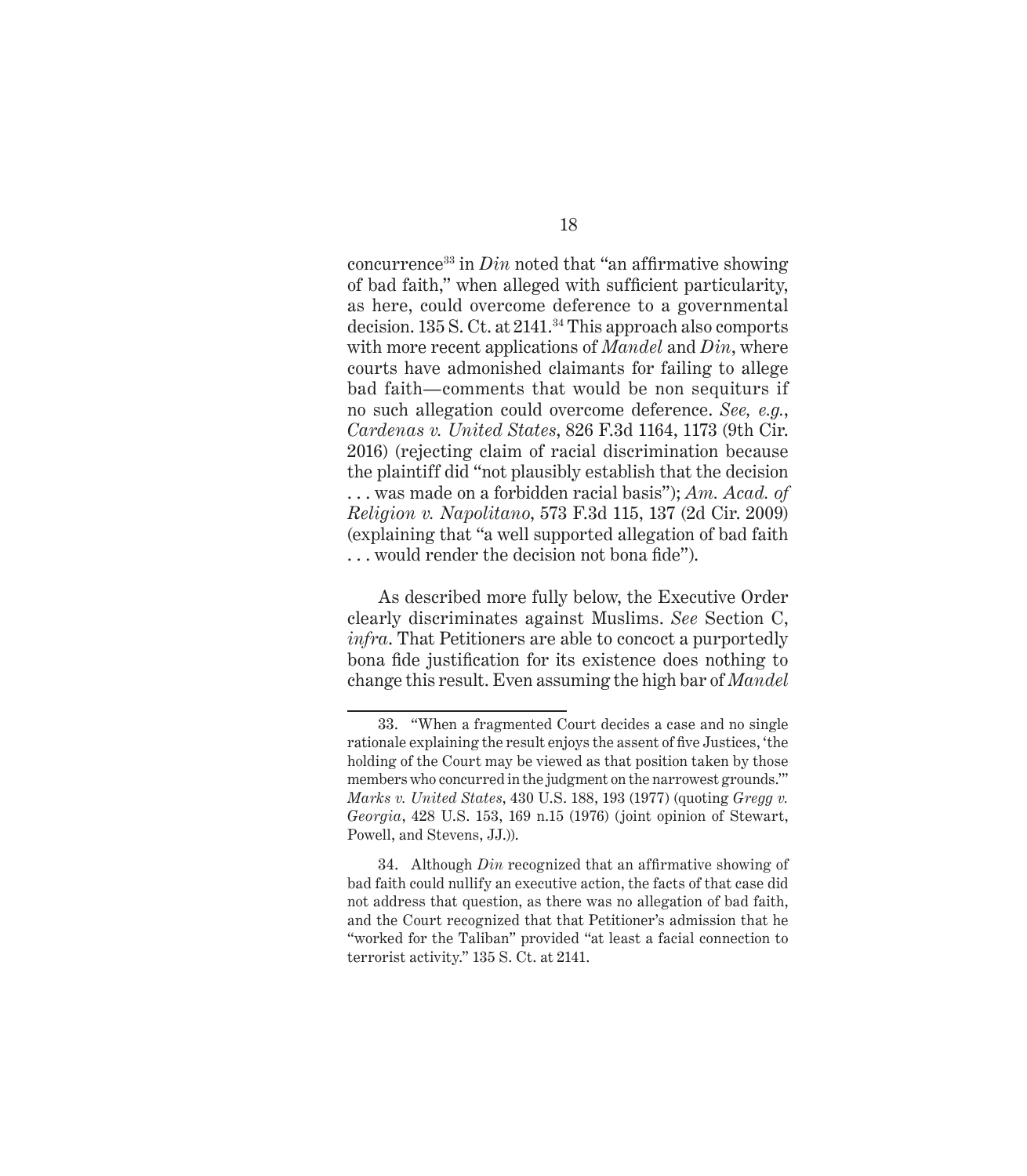concurrence[33] in *Din* noted that "an affirmative showing of bad faith," when alleged with sufficient particularity, as here, could overcome deference to a governmental decision. 135 S. Ct. at 2141.[34] This approach also comports with more recent applications of *Mandel* and *Din*, where courts have admonished claimants for failing to allege bad faith—comments that would be non sequiturs if no such allegation could overcome deference. *See, e.g.*, *Cardenas v. United States*, 826 F.3d 1164, 1173 (9th Cir. 2016) (rejecting claim of racial discrimination because the plaintiff did "not plausibly establish that the decision . . . was made on a forbidden racial basis"); *Am. Acad. of Religion v. Napolitano*, 573 F.3d 115, 137 (2d Cir. 2009) (explaining that "a well supported allegation of bad faith . . . would render the decision not bona fide").

As described more fully below, the Executive Order clearly discriminates against Muslims. *See* Section C, *infra*. That Petitioners are able to concoct a purportedly bona fide justification for its existence does nothing to change this result. Even assuming the high bar of *Mandel*

---

33. "When a fragmented Court decides a case and no single rationale explaining the result enjoys the assent of five Justices, 'the holding of the Court may be viewed as that position taken by those members who concurred in the judgment on the narrowest grounds.'" *Marks v. United States*, 430 U.S. 188, 193 (1977) (quoting *Gregg v. Georgia*, 428 U.S. 153, 169 n.15 (1976) (joint opinion of Stewart, Powell, and Stevens, JJ.)).

34. Although *Din* recognized that an affirmative showing of bad faith could nullify an executive action, the facts of that case did not address that question, as there was no allegation of bad faith, and the Court recognized that that Petitioner's admission that he "worked for the Taliban" provided "at least a facial connection to terrorist activity." 135 S. Ct. at 2141.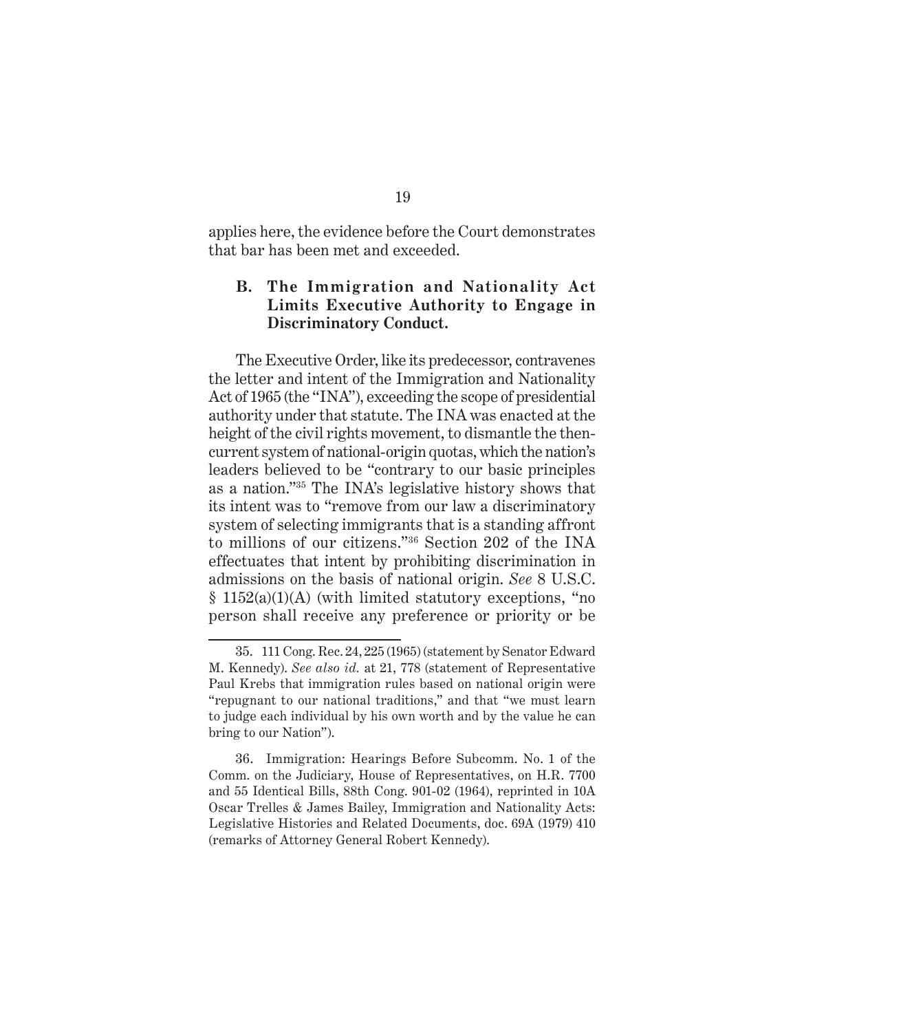applies here, the evidence before the Court demonstrates that bar has been met and exceeded.

### B. The Immigration and Nationality Act Limits Executive Authority to Engage in Discriminatory Conduct.

The Executive Order, like its predecessor, contravenes the letter and intent of the Immigration and Nationality Act of 1965 (the "INA"), exceeding the scope of presidential authority under that statute. The INA was enacted at the height of the civil rights movement, to dismantle the then-current system of national-origin quotas, which the nation's leaders believed to be "contrary to our basic principles as a nation."[35] The INA's legislative history shows that its intent was to "remove from our law a discriminatory system of selecting immigrants that is a standing affront to millions of our citizens."[36] Section 202 of the INA effectuates that intent by prohibiting discrimination in admissions on the basis of national origin. *See* 8 U.S.C. § 1152(a)(1)(A) (with limited statutory exceptions, "no person shall receive any preference or priority or be

---

35. 111 Cong. Rec. 24, 225 (1965) (statement by Senator Edward M. Kennedy). *See also id.* at 21, 778 (statement of Representative Paul Krebs that immigration rules based on national origin were "repugnant to our national traditions," and that "we must learn to judge each individual by his own worth and by the value he can bring to our Nation").

36. Immigration: Hearings Before Subcomm. No. 1 of the Comm. on the Judiciary, House of Representatives, on H.R. 7700 and 55 Identical Bills, 88th Cong. 901-02 (1964), reprinted in 10A Oscar Trelles & James Bailey, Immigration and Nationality Acts: Legislative Histories and Related Documents, doc. 69A (1979) 410 (remarks of Attorney General Robert Kennedy).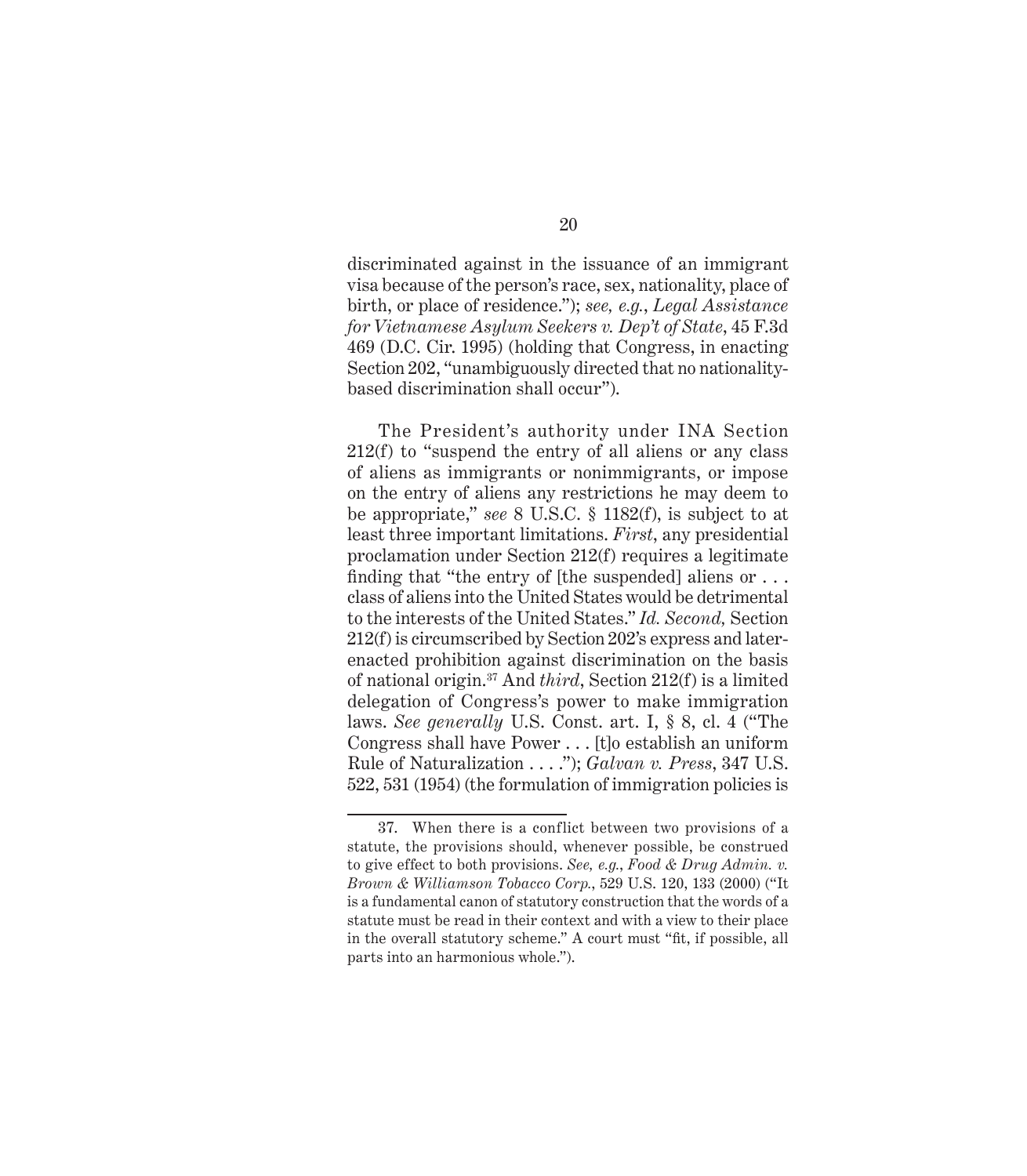discriminated against in the issuance of an immigrant visa because of the person's race, sex, nationality, place of birth, or place of residence."); *see, e.g.*, *Legal Assistance for Vietnamese Asylum Seekers v. Dep't of State*, 45 F.3d 469 (D.C. Cir. 1995) (holding that Congress, in enacting Section 202, "unambiguously directed that no nationality-based discrimination shall occur").

The President's authority under INA Section 212(f) to "suspend the entry of all aliens or any class of aliens as immigrants or nonimmigrants, or impose on the entry of aliens any restrictions he may deem to be appropriate," *see* 8 U.S.C. § 1182(f), is subject to at least three important limitations. *First*, any presidential proclamation under Section 212(f) requires a legitimate finding that "the entry of [the suspended] aliens or . . . class of aliens into the United States would be detrimental to the interests of the United States." *Id. Second,* Section 212(f) is circumscribed by Section 202's express and later-enacted prohibition against discrimination on the basis of national origin.[37] And *third*, Section 212(f) is a limited delegation of Congress's power to make immigration laws. *See generally* U.S. Const. art. I, § 8, cl. 4 ("The Congress shall have Power . . . [t]o establish an uniform Rule of Naturalization . . . ."); *Galvan v. Press*, 347 U.S. 522, 531 (1954) (the formulation of immigration policies is

---

37. When there is a conflict between two provisions of a statute, the provisions should, whenever possible, be construed to give effect to both provisions. *See, e.g.*, *Food & Drug Admin. v. Brown & Williamson Tobacco Corp.*, 529 U.S. 120, 133 (2000) ("It is a fundamental canon of statutory construction that the words of a statute must be read in their context and with a view to their place in the overall statutory scheme." A court must "fit, if possible, all parts into an harmonious whole.").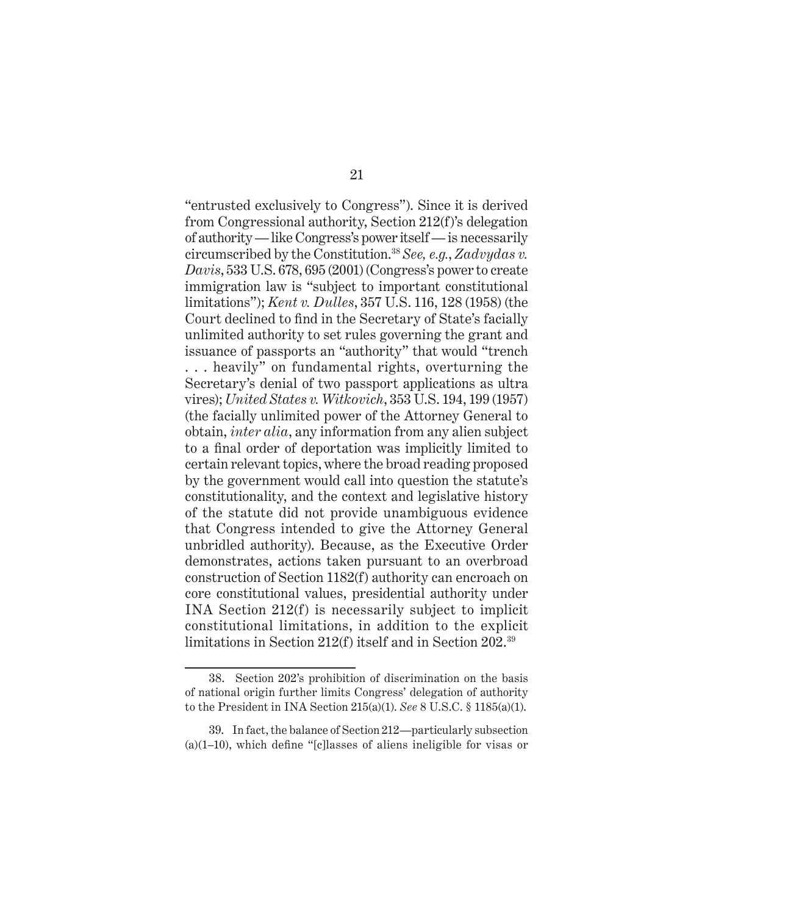"entrusted exclusively to Congress"). Since it is derived from Congressional authority, Section 212(f)'s delegation of authority — like Congress's power itself — is necessarily circumscribed by the Constitution.[38] *See, e.g.*, *Zadvydas v. Davis*, 533 U.S. 678, 695 (2001) (Congress's power to create immigration law is "subject to important constitutional limitations"); *Kent v. Dulles*, 357 U.S. 116, 128 (1958) (the Court declined to find in the Secretary of State's facially unlimited authority to set rules governing the grant and issuance of passports an "authority" that would "trench . . . heavily" on fundamental rights, overturning the Secretary's denial of two passport applications as ultra vires); *United States v. Witkovich*, 353 U.S. 194, 199 (1957) (the facially unlimited power of the Attorney General to obtain, *inter alia*, any information from any alien subject to a final order of deportation was implicitly limited to certain relevant topics, where the broad reading proposed by the government would call into question the statute's constitutionality, and the context and legislative history of the statute did not provide unambiguous evidence that Congress intended to give the Attorney General unbridled authority). Because, as the Executive Order demonstrates, actions taken pursuant to an overbroad construction of Section 1182(f) authority can encroach on core constitutional values, presidential authority under INA Section 212(f) is necessarily subject to implicit constitutional limitations, in addition to the explicit limitations in Section 212(f) itself and in Section 202.[39]

---

38. Section 202's prohibition of discrimination on the basis of national origin further limits Congress' delegation of authority to the President in INA Section 215(a)(1). *See* 8 U.S.C. § 1185(a)(1).

39. In fact, the balance of Section 212—particularly subsection (a)(1–10), which define "[c]lasses of aliens ineligible for visas or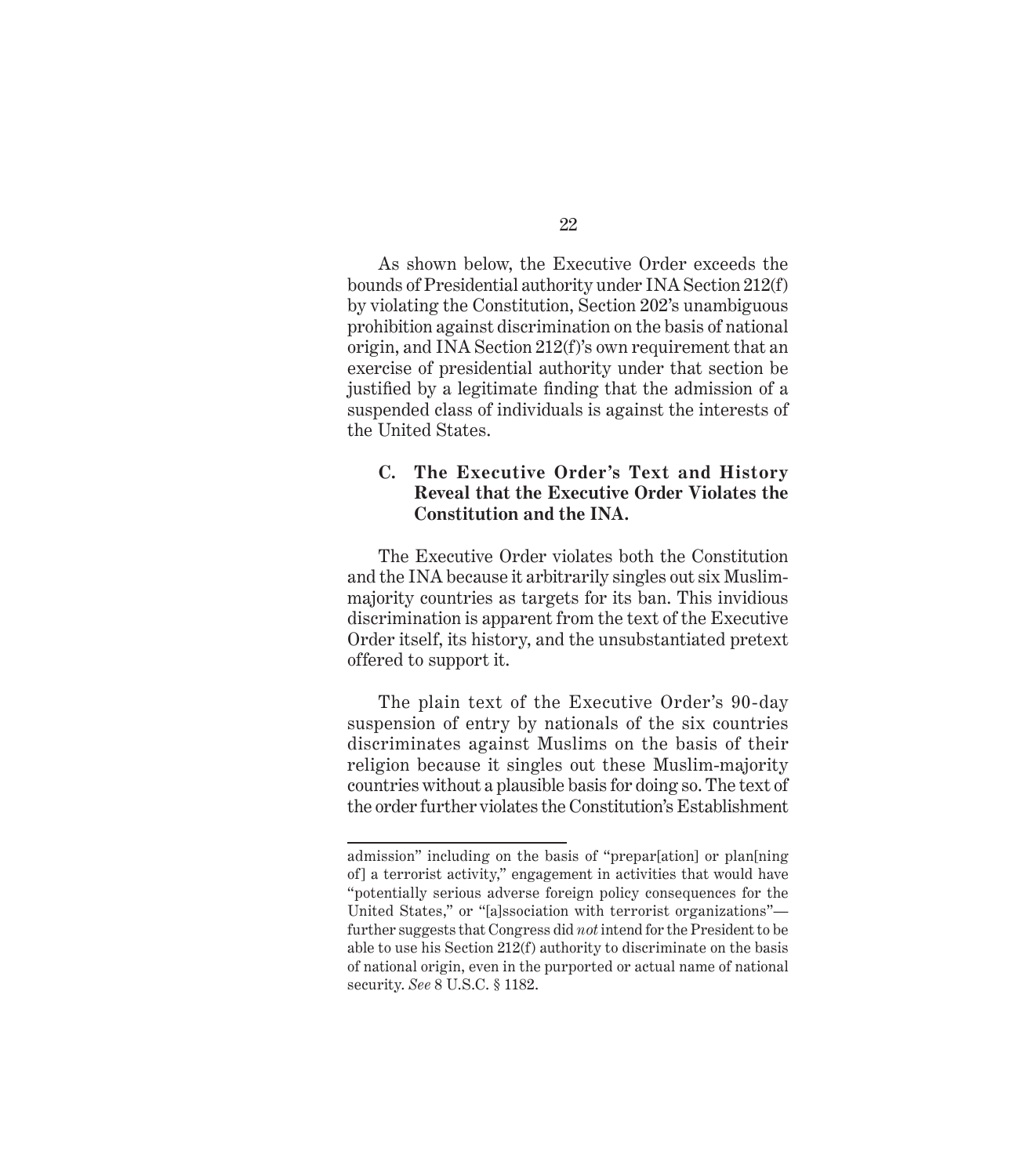As shown below, the Executive Order exceeds the bounds of Presidential authority under INA Section 212(f) by violating the Constitution, Section 202's unambiguous prohibition against discrimination on the basis of national origin, and INA Section 212(f)'s own requirement that an exercise of presidential authority under that section be justified by a legitimate finding that the admission of a suspended class of individuals is against the interests of the United States.

### C. The Executive Order's Text and History Reveal that the Executive Order Violates the Constitution and the INA.

The Executive Order violates both the Constitution and the INA because it arbitrarily singles out six Muslim-majority countries as targets for its ban. This invidious discrimination is apparent from the text of the Executive Order itself, its history, and the unsubstantiated pretext offered to support it.

The plain text of the Executive Order's 90-day suspension of entry by nationals of the six countries discriminates against Muslims on the basis of their religion because it singles out these Muslim-majority countries without a plausible basis for doing so. The text of the order further violates the Constitution's Establishment

---

admission" including on the basis of "prepar[ation] or plan[ning of] a terrorist activity," engagement in activities that would have "potentially serious adverse foreign policy consequences for the United States," or "[a]ssociation with terrorist organizations"—further suggests that Congress did *not* intend for the President to be able to use his Section 212(f) authority to discriminate on the basis of national origin, even in the purported or actual name of national security. *See* 8 U.S.C. § 1182.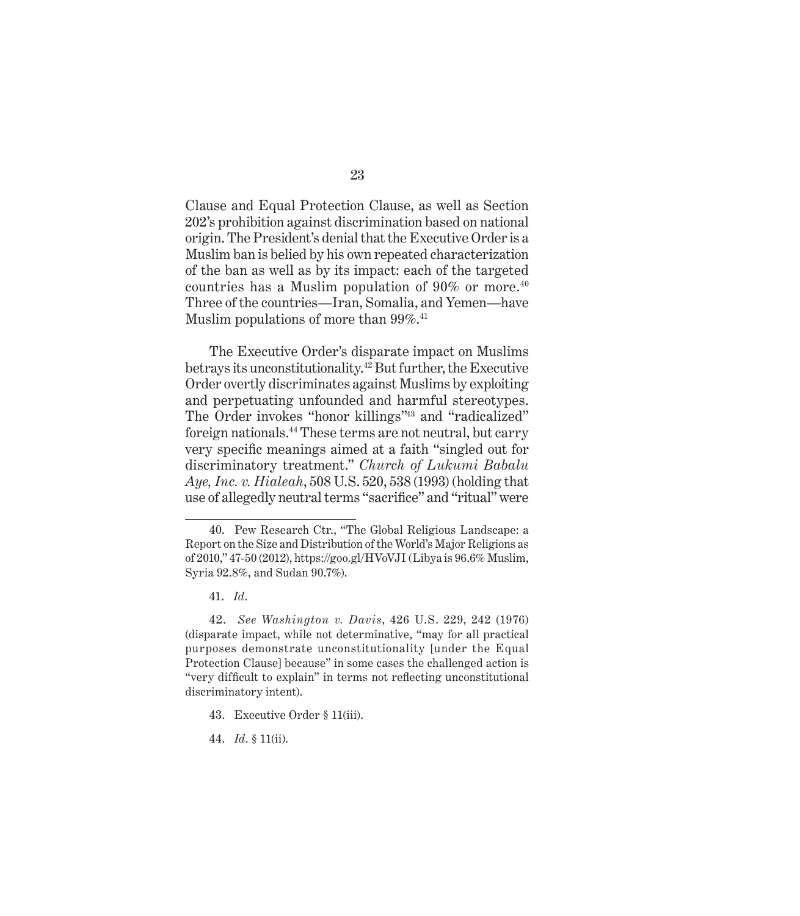Clause and Equal Protection Clause, as well as Section 202's prohibition against discrimination based on national origin. The President's denial that the Executive Order is a Muslim ban is belied by his own repeated characterization of the ban as well as by its impact: each of the targeted countries has a Muslim population of 90% or more.[40] Three of the countries—Iran, Somalia, and Yemen—have Muslim populations of more than 99%.[41]

The Executive Order's disparate impact on Muslims betrays its unconstitutionality.[42] But further, the Executive Order overtly discriminates against Muslims by exploiting and perpetuating unfounded and harmful stereotypes. The Order invokes "honor killings"[43] and "radicalized" foreign nationals.[44] These terms are not neutral, but carry very specific meanings aimed at a faith "singled out for discriminatory treatment." *Church of Lukumi Babalu Aye, Inc. v. Hialeah*, 508 U.S. 520, 538 (1993) (holding that use of allegedly neutral terms "sacrifice" and "ritual" were

---

40. Pew Research Ctr., "The Global Religious Landscape: a Report on the Size and Distribution of the World's Major Religions as of 2010," 47-50 (2012), https://goo.gl/HVoVJI (Libya is 96.6% Muslim, Syria 92.8%, and Sudan 90.7%).

41. *Id*.

42. *See Washington v. Davis*, 426 U.S. 229, 242 (1976) (disparate impact, while not determinative, "may for all practical purposes demonstrate unconstitutionality [under the Equal Protection Clause] because" in some cases the challenged action is "very difficult to explain" in terms not reflecting unconstitutional discriminatory intent).

43. Executive Order § 11(iii).

44. *Id*. § 11(ii).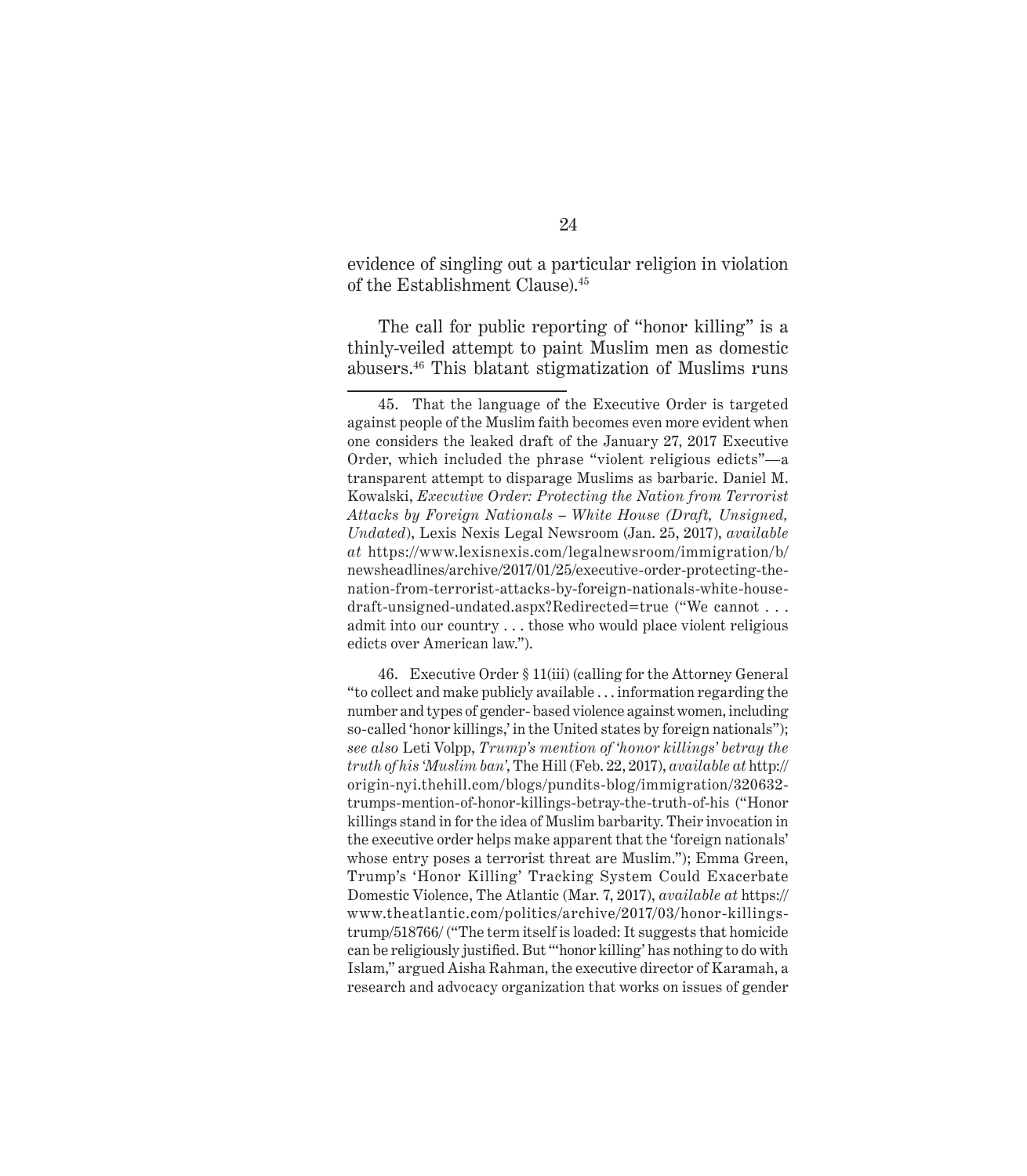evidence of singling out a particular religion in violation of the Establishment Clause).[45]

The call for public reporting of "honor killing" is a thinly-veiled attempt to paint Muslim men as domestic abusers.[46] This blatant stigmatization of Muslims runs

---

45. That the language of the Executive Order is targeted against people of the Muslim faith becomes even more evident when one considers the leaked draft of the January 27, 2017 Executive Order, which included the phrase "violent religious edicts"—a transparent attempt to disparage Muslims as barbaric. Daniel M. Kowalski, *Executive Order: Protecting the Nation from Terrorist Attacks by Foreign Nationals – White House (Draft, Unsigned, Undated)*, Lexis Nexis Legal Newsroom (Jan. 25, 2017), *available at* https://www.lexisnexis.com/legalnewsroom/immigration/b/newsheadlines/archive/2017/01/25/executive-order-protecting-the-nation-from-terrorist-attacks-by-foreign-nationals-white-house-draft-unsigned-undated.aspx?Redirected=true ("We cannot . . . admit into our country . . . those who would place violent religious edicts over American law.").

46. Executive Order § 11(iii) (calling for the Attorney General "to collect and make publicly available . . . information regarding the number and types of gender- based violence against women, including so-called 'honor killings,' in the United states by foreign nationals"); *see also* Leti Volpp, *Trump's mention of 'honor killings' betray the truth of his 'Muslim ban'*, The Hill (Feb. 22, 2017), *available at* http://origin-nyi.thehill.com/blogs/pundits-blog/immigration/320632-trumps-mention-of-honor-killings-betray-the-truth-of-his ("Honor killings stand in for the idea of Muslim barbarity. Their invocation in the executive order helps make apparent that the 'foreign nationals' whose entry poses a terrorist threat are Muslim."); Emma Green, Trump's 'Honor Killing' Tracking System Could Exacerbate Domestic Violence, The Atlantic (Mar. 7, 2017), *available at* https://www.theatlantic.com/politics/archive/2017/03/honor-killings-trump/518766/ ("The term itself is loaded: It suggests that homicide can be religiously justified. But "'honor killing' has nothing to do with Islam," argued Aisha Rahman, the executive director of Karamah, a research and advocacy organization that works on issues of gender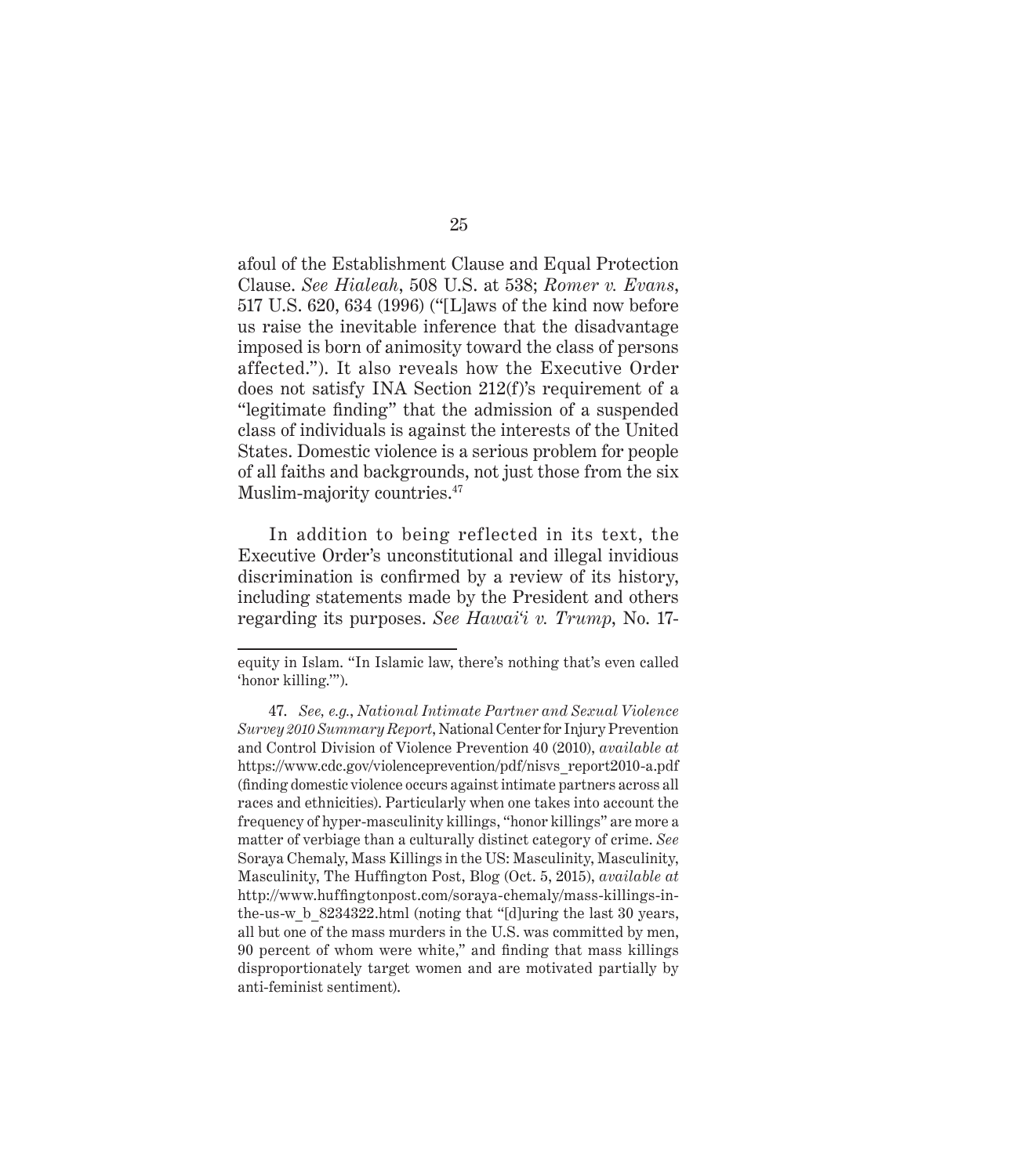afoul of the Establishment Clause and Equal Protection Clause. *See Hialeah*, 508 U.S. at 538; *Romer v. Evans*, 517 U.S. 620, 634 (1996) ("[L]aws of the kind now before us raise the inevitable inference that the disadvantage imposed is born of animosity toward the class of persons affected."). It also reveals how the Executive Order does not satisfy INA Section 212(f)'s requirement of a "legitimate finding" that the admission of a suspended class of individuals is against the interests of the United States. Domestic violence is a serious problem for people of all faiths and backgrounds, not just those from the six Muslim-majority countries.[47]

In addition to being reflected in its text, the Executive Order's unconstitutional and illegal invidious discrimination is confirmed by a review of its history, including statements made by the President and others regarding its purposes. *See Hawai'i v. Trump*, No. 17-

---

equity in Islam. "In Islamic law, there's nothing that's even called 'honor killing.'").

47. *See, e.g., National Intimate Partner and Sexual Violence Survey 2010 Summary Report*, National Center for Injury Prevention and Control Division of Violence Prevention 40 (2010), *available at* https://www.cdc.gov/violenceprevention/pdf/nisvs_report2010-a.pdf (finding domestic violence occurs against intimate partners across all races and ethnicities). Particularly when one takes into account the frequency of hyper-masculinity killings, "honor killings" are more a matter of verbiage than a culturally distinct category of crime. *See* Soraya Chemaly, Mass Killings in the US: Masculinity, Masculinity, Masculinity, The Huffington Post, Blog (Oct. 5, 2015), *available at* http://www.huffingtonpost.com/soraya-chemaly/mass-killings-in-the-us-w_b_8234322.html (noting that "[d]uring the last 30 years, all but one of the mass murders in the U.S. was committed by men, 90 percent of whom were white," and finding that mass killings disproportionately target women and are motivated partially by anti-feminist sentiment).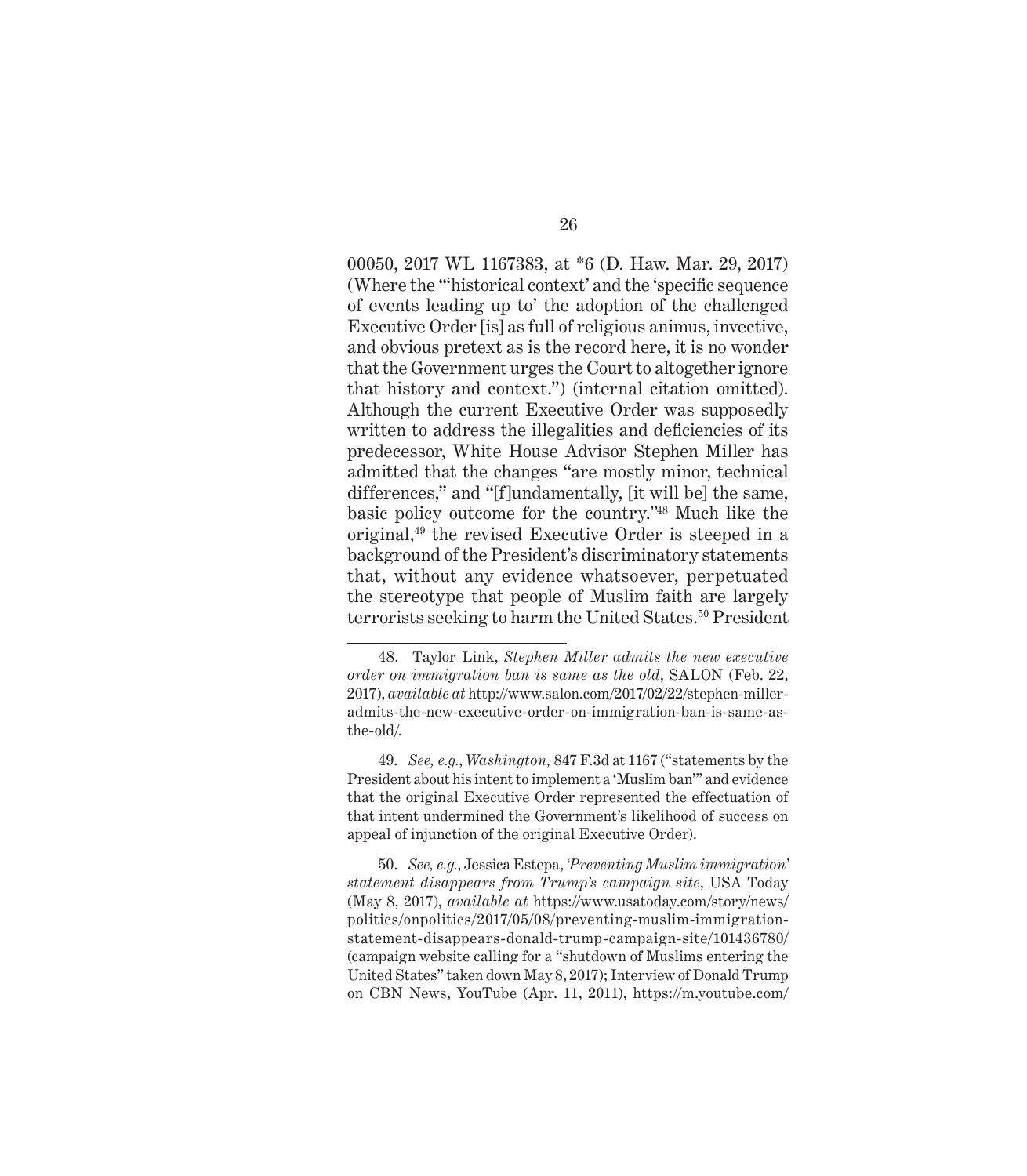00050, 2017 WL 1167383, at *6 (D. Haw. Mar. 29, 2017) (Where the "'historical context' and the 'specific sequence of events leading up to' the adoption of the challenged Executive Order [is] as full of religious animus, invective, and obvious pretext as is the record here, it is no wonder that the Government urges the Court to altogether ignore that history and context.") (internal citation omitted). Although the current Executive Order was supposedly written to address the illegalities and deficiencies of its predecessor, White House Advisor Stephen Miller has admitted that the changes "are mostly minor, technical differences," and "[f]undamentally, [it will be] the same, basic policy outcome for the country."[48] Much like the original,[49] the revised Executive Order is steeped in a background of the President's discriminatory statements that, without any evidence whatsoever, perpetuated the stereotype that people of Muslim faith are largely terrorists seeking to harm the United States.[50] President

---

48. Taylor Link, *Stephen Miller admits the new executive order on immigration ban is same as the old*, SALON (Feb. 22, 2017), *available at* http://www.salon.com/2017/02/22/stephen-miller-admits-the-new-executive-order-on-immigration-ban-is-same-as-the-old/.

49. *See, e.g.*, *Washington*, 847 F.3d at 1167 ("statements by the President about his intent to implement a 'Muslim ban'" and evidence that the original Executive Order represented the effectuation of that intent undermined the Government's likelihood of success on appeal of injunction of the original Executive Order).

50. *See, e.g.*, Jessica Estepa, *'Preventing Muslim immigration' statement disappears from Trump's campaign site*, USA Today (May 8, 2017), *available at* https://www.usatoday.com/story/news/politics/onpolitics/2017/05/08/preventing-muslim-immigration-statement-disappears-donald-trump-campaign-site/101436780/ (campaign website calling for a "shutdown of Muslims entering the United States" taken down May 8, 2017); Interview of Donald Trump on CBN News, YouTube (Apr. 11, 2011), https://m.youtube.com/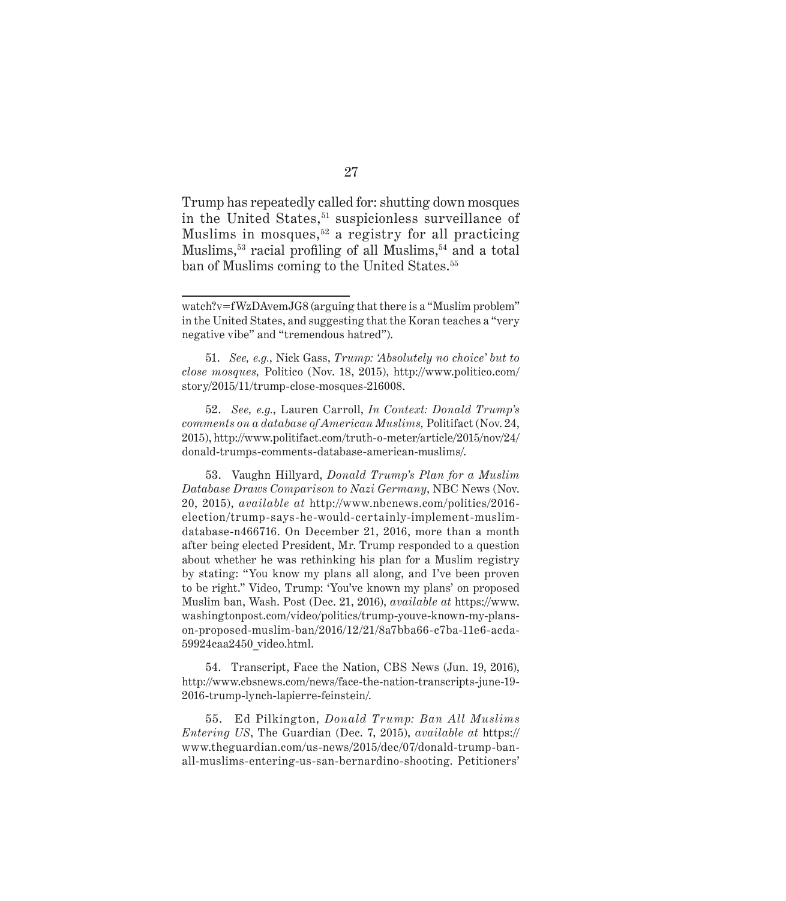Trump has repeatedly called for: shutting down mosques in the United States,[51] suspicionless surveillance of Muslims in mosques,[52] a registry for all practicing Muslims,[53] racial profiling of all Muslims,[54] and a total ban of Muslims coming to the United States.[55]

---

watch?v=fWzDAvemJG8 (arguing that there is a "Muslim problem" in the United States, and suggesting that the Koran teaches a "very negative vibe" and "tremendous hatred").

51. *See, e.g.*, Nick Gass, *Trump: 'Absolutely no choice' but to close mosques,* Politico (Nov. 18, 2015), http://www.politico.com/story/2015/11/trump-close-mosques-216008.

52. *See, e.g.*, Lauren Carroll, *In Context: Donald Trump's comments on a database of American Muslims,* Politifact (Nov. 24, 2015), http://www.politifact.com/truth-o-meter/article/2015/nov/24/donald-trumps-comments-database-american-muslims/.

53. Vaughn Hillyard, *Donald Trump's Plan for a Muslim Database Draws Comparison to Nazi Germany*, NBC News (Nov. 20, 2015), *available at* http://www.nbcnews.com/politics/2016-election/trump-says-he-would-certainly-implement-muslim-database-n466716. On December 21, 2016, more than a month after being elected President, Mr. Trump responded to a question about whether he was rethinking his plan for a Muslim registry by stating: "You know my plans all along, and I've been proven to be right." Video, Trump: 'You've known my plans' on proposed Muslim ban, Wash. Post (Dec. 21, 2016), *available at* https://www.washingtonpost.com/video/politics/trump-youve-known-my-plans-on-proposed-muslim-ban/2016/12/21/8a7bba66-c7ba-11e6-acda-59924caa2450_video.html.

54. Transcript, Face the Nation, CBS News (Jun. 19, 2016), http://www.cbsnews.com/news/face-the-nation-transcripts-june-19-2016-trump-lynch-lapierre-feinstein/.

55. Ed Pilkington, *Donald Trump: Ban All Muslims Entering US*, The Guardian (Dec. 7, 2015), *available at* https://www.theguardian.com/us-news/2015/dec/07/donald-trump-ban-all-muslims-entering-us-san-bernardino-shooting. Petitioners'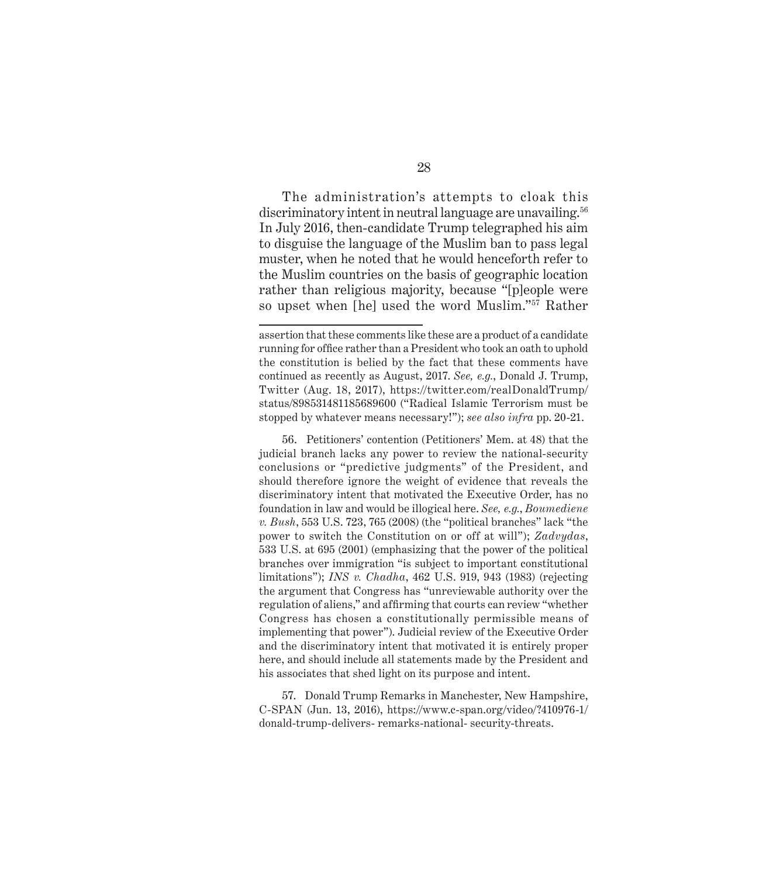The administration's attempts to cloak this discriminatory intent in neutral language are unavailing.[56] In July 2016, then-candidate Trump telegraphed his aim to disguise the language of the Muslim ban to pass legal muster, when he noted that he would henceforth refer to the Muslim countries on the basis of geographic location rather than religious majority, because "[p]eople were so upset when [he] used the word Muslim."[57] Rather

---

assertion that these comments like these are a product of a candidate running for office rather than a President who took an oath to uphold the constitution is belied by the fact that these comments have continued as recently as August, 2017. *See, e.g.*, Donald J. Trump, Twitter (Aug. 18, 2017), https://twitter.com/realDonaldTrump/status/898531481185689600 ("Radical Islamic Terrorism must be stopped by whatever means necessary!"); *see also infra* pp. 20-21.

56. Petitioners' contention (Petitioners' Mem. at 48) that the judicial branch lacks any power to review the national-security conclusions or "predictive judgments" of the President, and should therefore ignore the weight of evidence that reveals the discriminatory intent that motivated the Executive Order, has no foundation in law and would be illogical here. *See, e.g.*, *Boumediene v. Bush*, 553 U.S. 723, 765 (2008) (the "political branches" lack "the power to switch the Constitution on or off at will"); *Zadvydas*, 533 U.S. at 695 (2001) (emphasizing that the power of the political branches over immigration "is subject to important constitutional limitations"); *INS v. Chadha*, 462 U.S. 919, 943 (1983) (rejecting the argument that Congress has "unreviewable authority over the regulation of aliens," and affirming that courts can review "whether Congress has chosen a constitutionally permissible means of implementing that power"). Judicial review of the Executive Order and the discriminatory intent that motivated it is entirely proper here, and should include all statements made by the President and his associates that shed light on its purpose and intent.

57. Donald Trump Remarks in Manchester, New Hampshire, C-SPAN (Jun. 13, 2016), https://www.c-span.org/video/?410976-1/donald-trump-delivers- remarks-national- security-threats.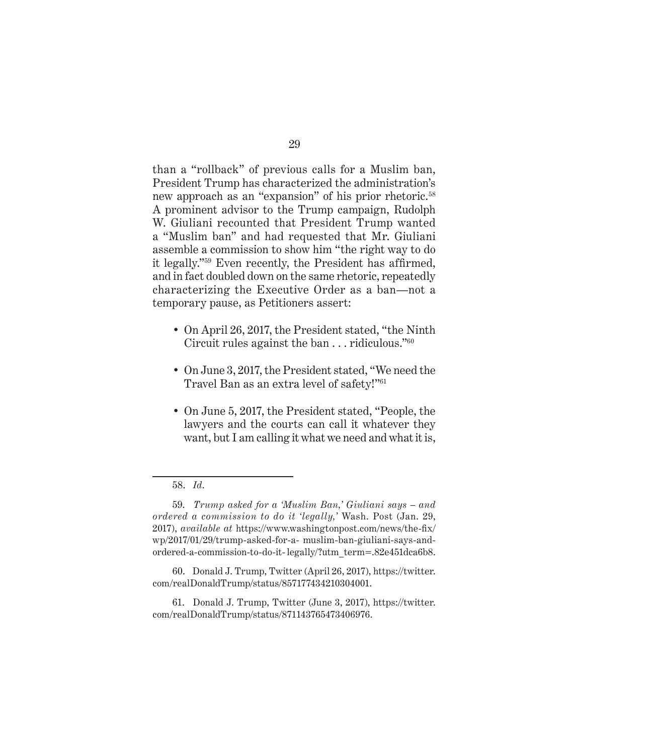than a "rollback" of previous calls for a Muslim ban, President Trump has characterized the administration's new approach as an "expansion" of his prior rhetoric.[58] A prominent advisor to the Trump campaign, Rudolph W. Giuliani recounted that President Trump wanted a "Muslim ban" and had requested that Mr. Giuliani assemble a commission to show him "the right way to do it legally."[59] Even recently, the President has affirmed, and in fact doubled down on the same rhetoric, repeatedly characterizing the Executive Order as a ban—not a temporary pause, as Petitioners assert:

- On April 26, 2017, the President stated, "the Ninth Circuit rules against the ban . . . ridiculous."[60]
- On June 3, 2017, the President stated, "We need the Travel Ban as an extra level of safety!"[61]
- On June 5, 2017, the President stated, "People, the lawyers and the courts can call it whatever they want, but I am calling it what we need and what it is,

---

58. *Id.*

59. *Trump asked for a 'Muslim Ban,' Giuliani says – and ordered a commission to do it 'legally,'* Wash. Post (Jan. 29, 2017), *available at* https://www.washingtonpost.com/news/the-fix/wp/2017/01/29/trump-asked-for-a- muslim-ban-giuliani-says-and-ordered-a-commission-to-do-it- legally/?utm_term=.82e451dca6b8.

60. Donald J. Trump, Twitter (April 26, 2017), https://twitter.com/realDonaldTrump/status/857177434210304001.

61. Donald J. Trump, Twitter (June 3, 2017), https://twitter.com/realDonaldTrump/status/871143765473406976.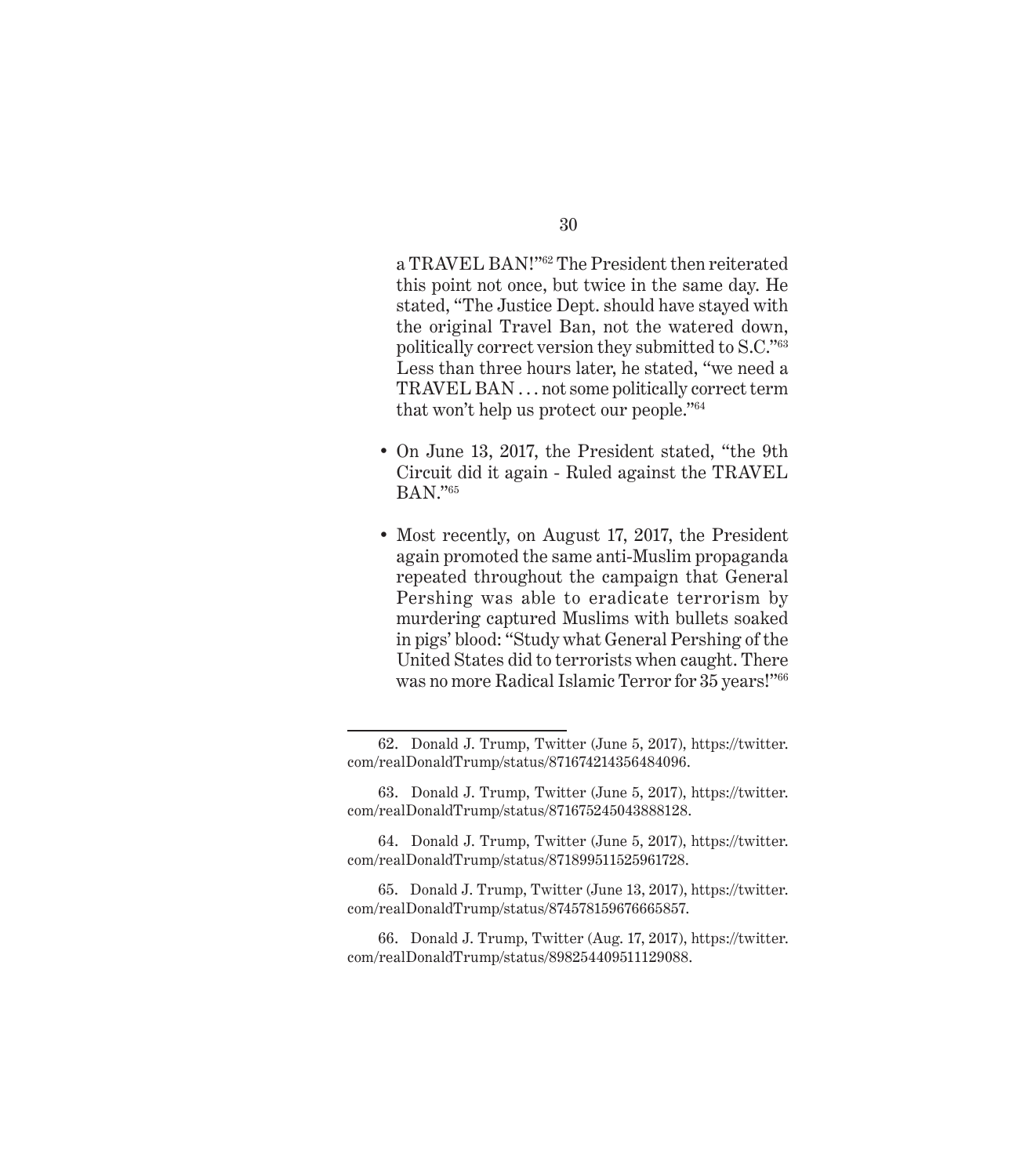a TRAVEL BAN!"[62] The President then reiterated this point not once, but twice in the same day. He stated, "The Justice Dept. should have stayed with the original Travel Ban, not the watered down, politically correct version they submitted to S.C."[63] Less than three hours later, he stated, "we need a TRAVEL BAN . . . not some politically correct term that won't help us protect our people."[64]

- On June 13, 2017, the President stated, "the 9th Circuit did it again - Ruled against the TRAVEL BAN."[65]

- Most recently, on August 17, 2017, the President again promoted the same anti-Muslim propaganda repeated throughout the campaign that General Pershing was able to eradicate terrorism by murdering captured Muslims with bullets soaked in pigs' blood: "Study what General Pershing of the United States did to terrorists when caught. There was no more Radical Islamic Terror for 35 years!"[66]

---

62. Donald J. Trump, Twitter (June 5, 2017), https://twitter.com/realDonaldTrump/status/871674214356484096.

63. Donald J. Trump, Twitter (June 5, 2017), https://twitter.com/realDonaldTrump/status/871675245043888128.

64. Donald J. Trump, Twitter (June 5, 2017), https://twitter.com/realDonaldTrump/status/871899511525961728.

65. Donald J. Trump, Twitter (June 13, 2017), https://twitter.com/realDonaldTrump/status/874578159676665857.

66. Donald J. Trump, Twitter (Aug. 17, 2017), https://twitter.com/realDonaldTrump/status/898254409511129088.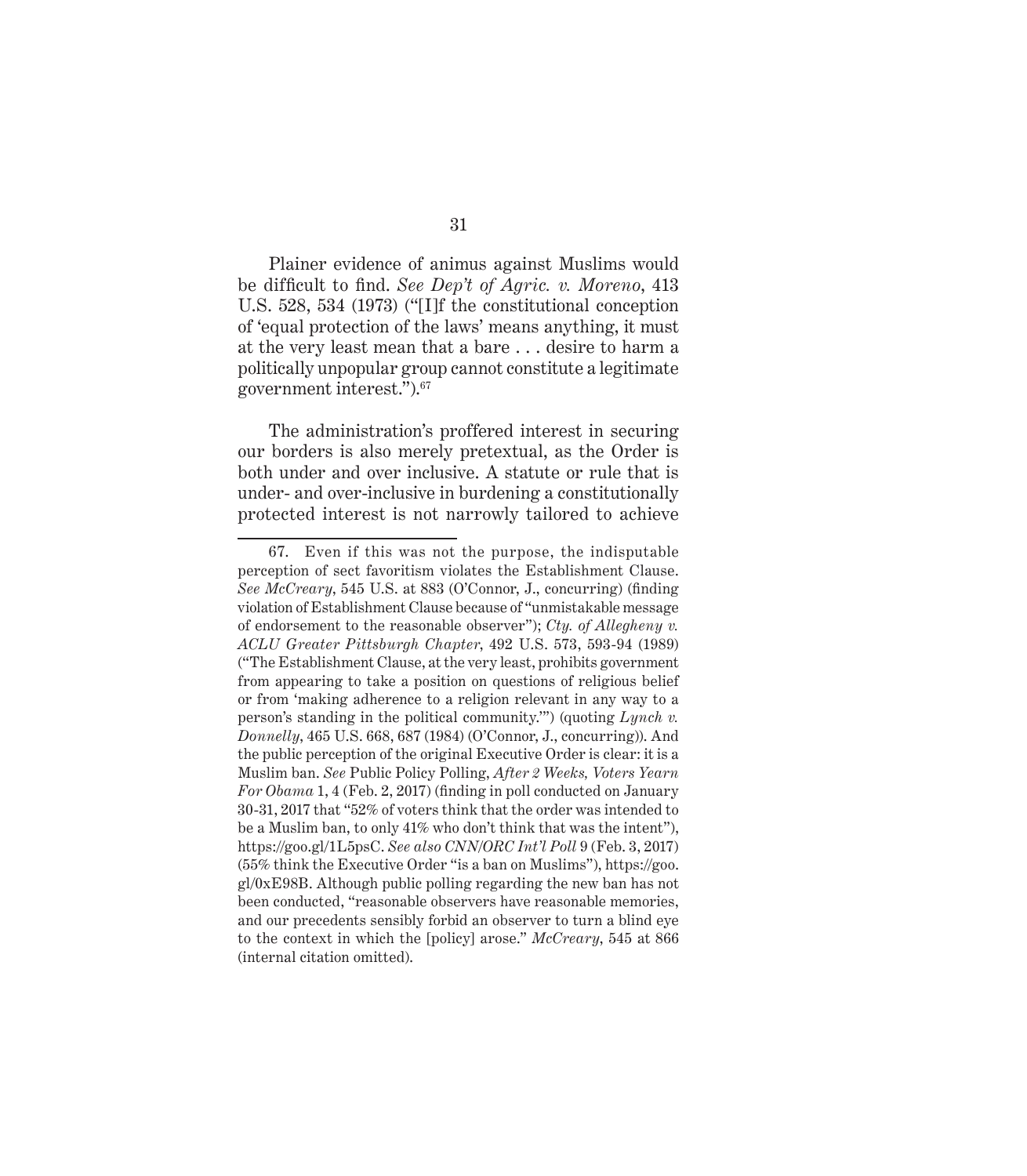Plainer evidence of animus against Muslims would be difficult to find. *See Dep't of Agric. v. Moreno*, 413 U.S. 528, 534 (1973) ("[I]f the constitutional conception of 'equal protection of the laws' means anything, it must at the very least mean that a bare . . . desire to harm a politically unpopular group cannot constitute a legitimate government interest.").[67]

The administration's proffered interest in securing our borders is also merely pretextual, as the Order is both under and over inclusive. A statute or rule that is under- and over-inclusive in burdening a constitutionally protected interest is not narrowly tailored to achieve

---

67. Even if this was not the purpose, the indisputable perception of sect favoritism violates the Establishment Clause. *See McCreary*, 545 U.S. at 883 (O'Connor, J., concurring) (finding violation of Establishment Clause because of "unmistakable message of endorsement to the reasonable observer"); *Cty. of Allegheny v. ACLU Greater Pittsburgh Chapter*, 492 U.S. 573, 593-94 (1989) ("The Establishment Clause, at the very least, prohibits government from appearing to take a position on questions of religious belief or from 'making adherence to a religion relevant in any way to a person's standing in the political community.'") (quoting *Lynch v. Donnelly*, 465 U.S. 668, 687 (1984) (O'Connor, J., concurring)). And the public perception of the original Executive Order is clear: it is a Muslim ban. *See* Public Policy Polling, *After 2 Weeks, Voters Yearn For Obama* 1, 4 (Feb. 2, 2017) (finding in poll conducted on January 30-31, 2017 that "52% of voters think that the order was intended to be a Muslim ban, to only 41% who don't think that was the intent"), https://goo.gl/1L5psC. *See also CNN/ORC Int'l Poll* 9 (Feb. 3, 2017) (55% think the Executive Order "is a ban on Muslims"), https://goo.gl/0xE98B. Although public polling regarding the new ban has not been conducted, "reasonable observers have reasonable memories, and our precedents sensibly forbid an observer to turn a blind eye to the context in which the [policy] arose." *McCreary*, 545 at 866 (internal citation omitted).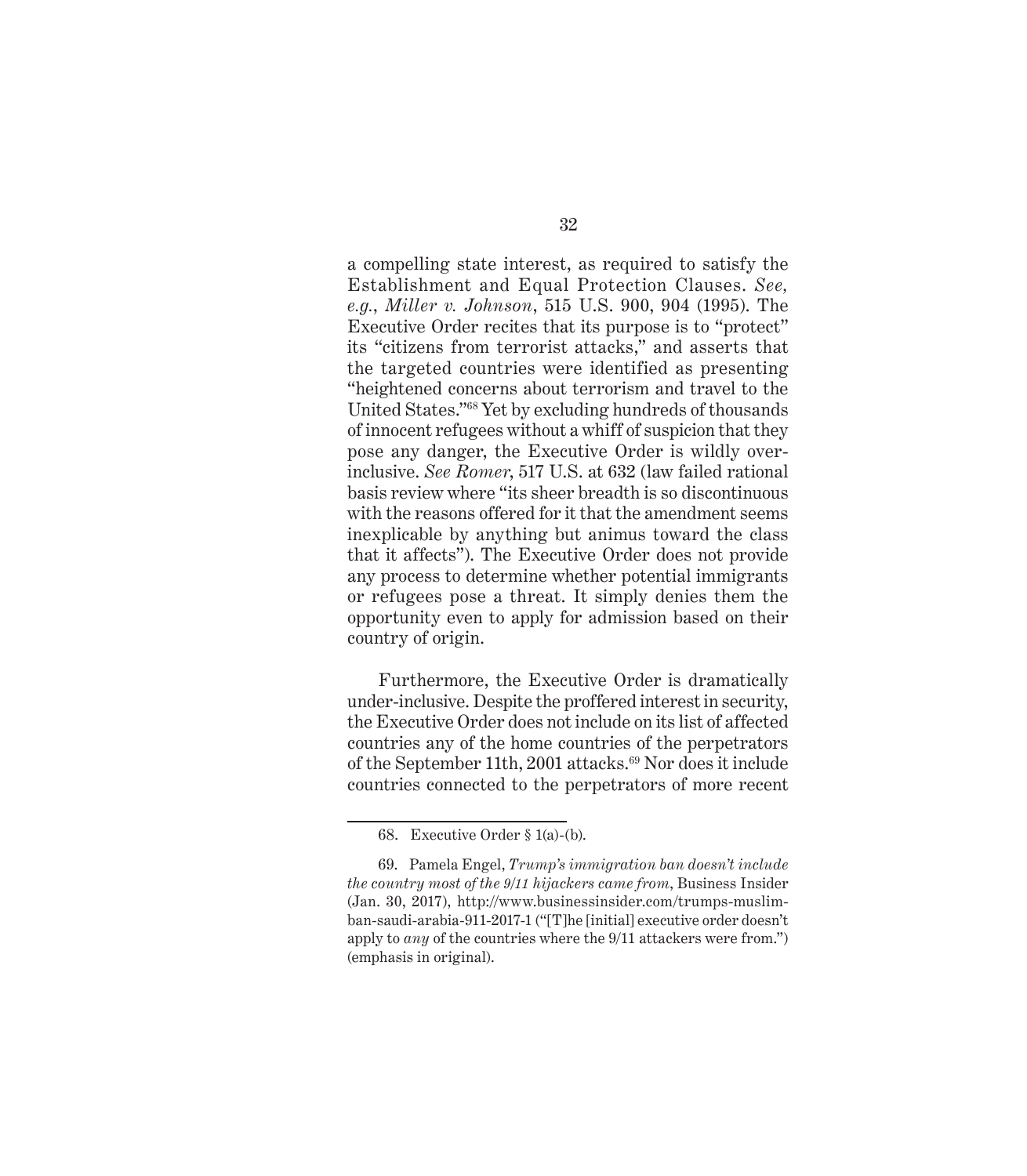a compelling state interest, as required to satisfy the Establishment and Equal Protection Clauses. *See, e.g.*, *Miller v. Johnson*, 515 U.S. 900, 904 (1995). The Executive Order recites that its purpose is to "protect" its "citizens from terrorist attacks," and asserts that the targeted countries were identified as presenting "heightened concerns about terrorism and travel to the United States."[68] Yet by excluding hundreds of thousands of innocent refugees without a whiff of suspicion that they pose any danger, the Executive Order is wildly over-inclusive. *See Romer*, 517 U.S. at 632 (law failed rational basis review where "its sheer breadth is so discontinuous with the reasons offered for it that the amendment seems inexplicable by anything but animus toward the class that it affects"). The Executive Order does not provide any process to determine whether potential immigrants or refugees pose a threat. It simply denies them the opportunity even to apply for admission based on their country of origin.

Furthermore, the Executive Order is dramatically under-inclusive. Despite the proffered interest in security, the Executive Order does not include on its list of affected countries any of the home countries of the perpetrators of the September 11th, 2001 attacks.[69] Nor does it include countries connected to the perpetrators of more recent

---

68. Executive Order § 1(a)-(b).

69. Pamela Engel, *Trump's immigration ban doesn't include the country most of the 9/11 hijackers came from*, Business Insider (Jan. 30, 2017), http://www.businessinsider.com/trumps-muslim-ban-saudi-arabia-911-2017-1 ("[T]he [initial] executive order doesn't apply to *any* of the countries where the 9/11 attackers were from.") (emphasis in original).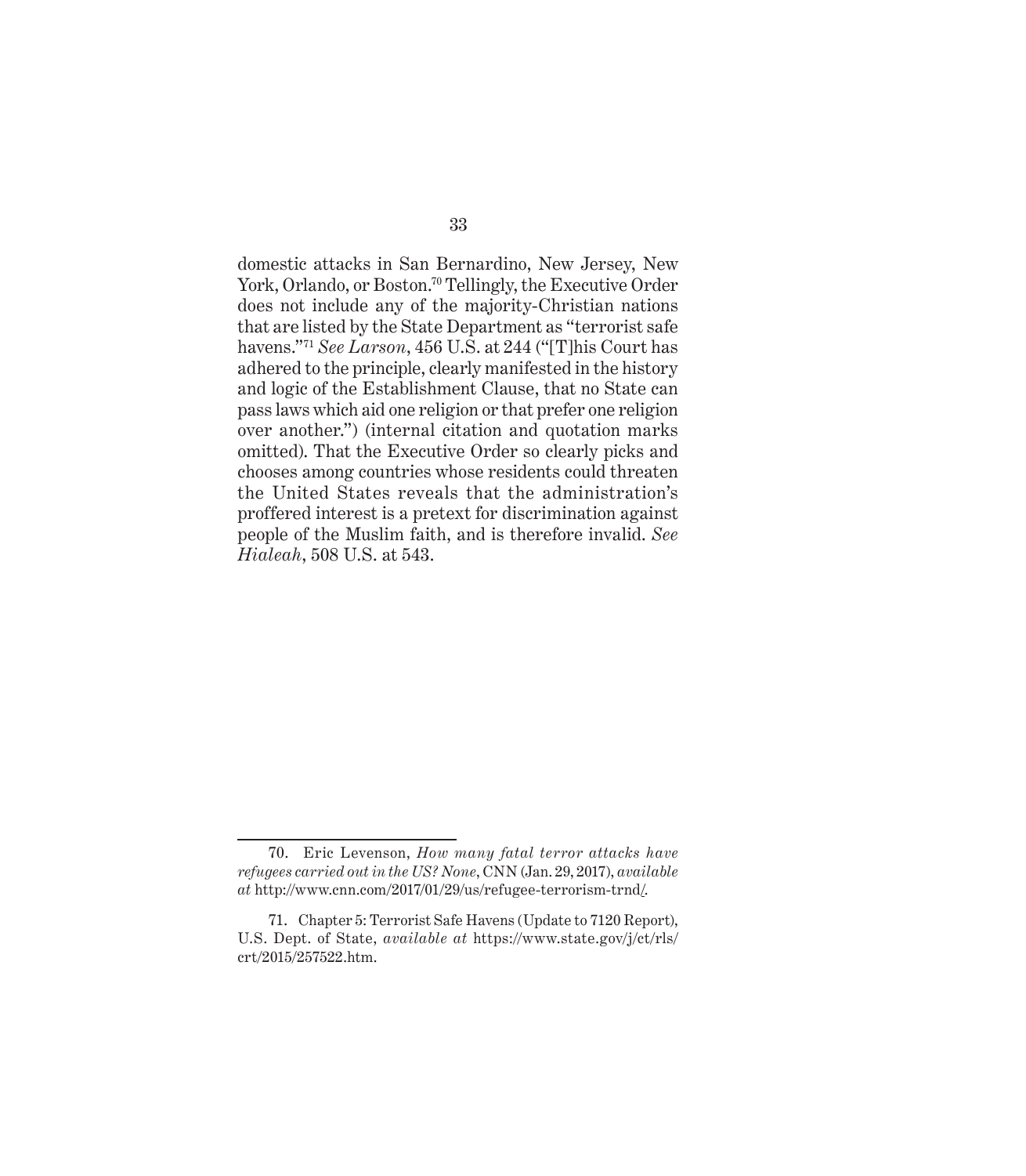domestic attacks in San Bernardino, New Jersey, New York, Orlando, or Boston.[70] Tellingly, the Executive Order does not include any of the majority-Christian nations that are listed by the State Department as "terrorist safe havens."[71] *See Larson*, 456 U.S. at 244 ("[T]his Court has adhered to the principle, clearly manifested in the history and logic of the Establishment Clause, that no State can pass laws which aid one religion or that prefer one religion over another.") (internal citation and quotation marks omitted). That the Executive Order so clearly picks and chooses among countries whose residents could threaten the United States reveals that the administration's proffered interest is a pretext for discrimination against people of the Muslim faith, and is therefore invalid. *See Hialeah*, 508 U.S. at 543.

---

70. Eric Levenson, *How many fatal terror attacks have refugees carried out in the US? None*, CNN (Jan. 29, 2017), *available at* http://www.cnn.com/2017/01/29/us/refugee-terrorism-trnd/.

71. Chapter 5: Terrorist Safe Havens (Update to 7120 Report), U.S. Dept. of State, *available at* https://www.state.gov/j/ct/rls/crt/2015/257522.htm.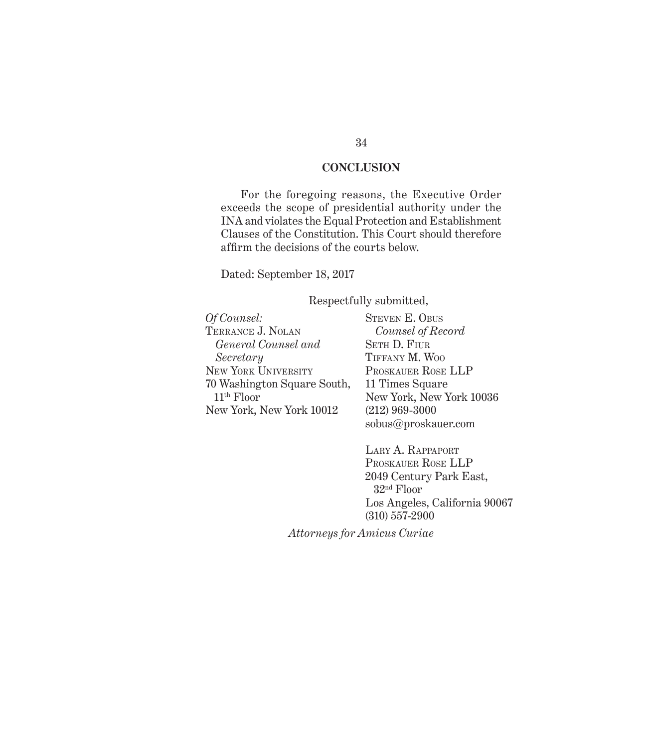## CONCLUSION

For the foregoing reasons, the Executive Order exceeds the scope of presidential authority under the INA and violates the Equal Protection and Establishment Clauses of the Constitution. This Court should therefore affirm the decisions of the courts below.

Dated: September 18, 2017

Respectfully submitted,

*Of Counsel:*
Terrance J. Nolan
*General Counsel and Secretary*
New York University
70 Washington Square South, 11th Floor
New York, New York 10012

Steven E. Obus
*Counsel of Record*
Seth D. Fiur
Tiffany M. Woo
Proskauer Rose LLP
11 Times Square
New York, New York 10036
(212) 969-3000
sobus@proskauer.com

Lary A. Rappaport
Proskauer Rose LLP
2049 Century Park East, 32nd Floor
Los Angeles, California 90067
(310) 557-2900

*Attorneys for Amicus Curiae*